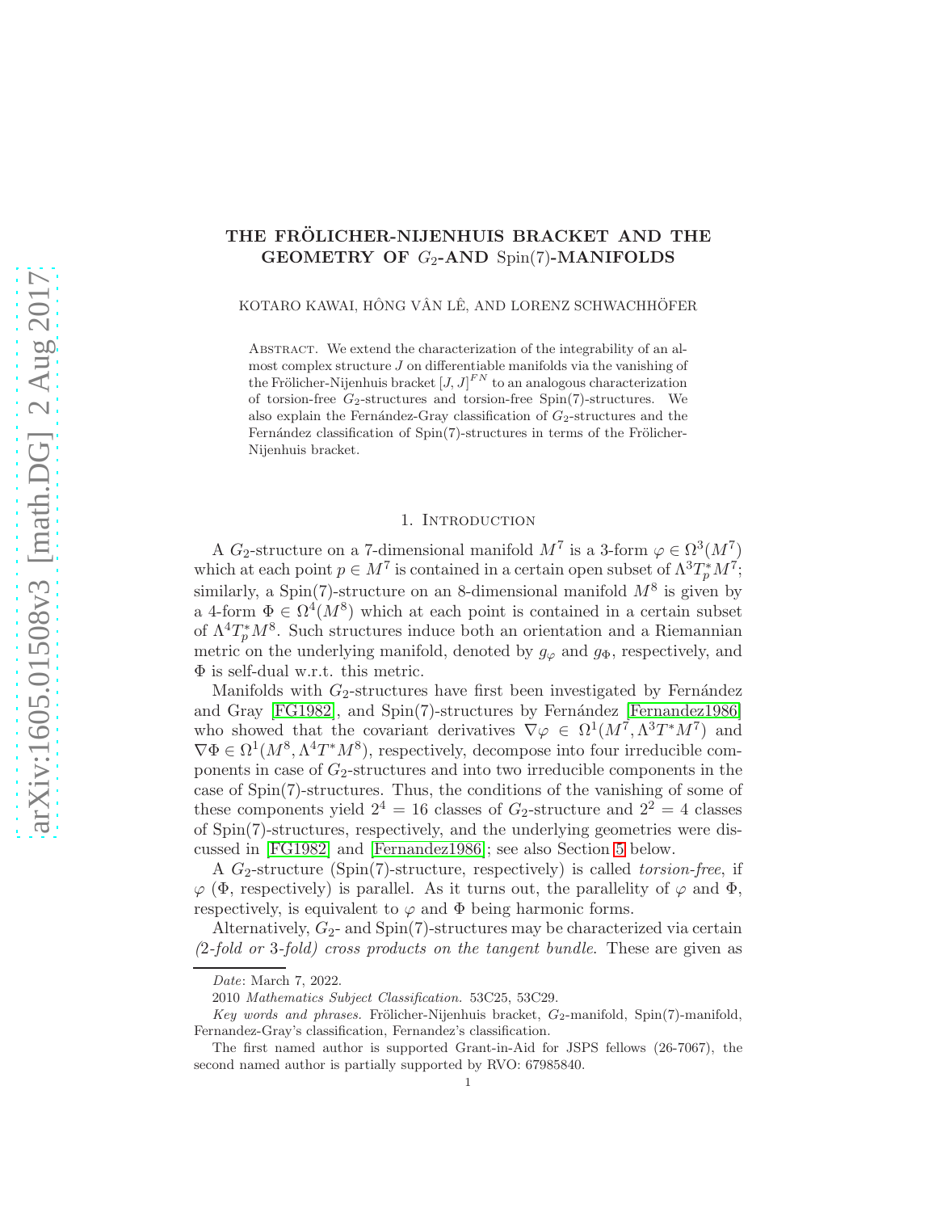# THE FRÖLICHER-NIJENHUIS BRACKET AND THE GEOMETRY OF $G_2$-AND Spin(7)-MANIFOLDS

KOTARO KAWAI, HÔNG VÂN LÊ, AND LORENZ SCHWACHHÖFER

Abstract. We extend the characterization of the integrability of an almost complex structure $J$ on differentiable manifolds via the vanishing of the Frölicher-Nijenhuis bracket $[J,J]^{FN}$ to an analogous characterization of torsion-free $G_2$-structures and torsion-free Spin(7)-structures. We also explain the Fernández-Gray classification of $G_2$-structures and the Fernández classification of Spin(7)-structures in terms of the Frölicher-Nijenhuis bracket.

## 1. Introduction

A $G_2$-structure on a 7-dimensional manifold $M^7$ is a 3-form $\varphi \in \Omega^3(M^7)$ which at each point $p \in M^7$ is contained in a certain open subset of $\Lambda^3 T_p^* M^7$; similarly, a Spin(7)-structure on an 8-dimensional manifold $M^8$ is given by a 4-form $\Phi \in \Omega^4(M^8)$ which at each point is contained in a certain subset of $\Lambda^4 T_p^* M^8$. Such structures induce both an orientation and a Riemannian metric on the underlying manifold, denoted by $g_\varphi$ and $g_\Phi$, respectively, and $\Phi$ is self-dual w.r.t. this metric.

Manifolds with $G_2$-structures have first been investigated by Fernández and Gray [FG1982], and Spin(7)-structures by Fernández [Fernandez1986] who showed that the covariant derivatives $\nabla\varphi \in \Omega^1(M^7, \Lambda^3 T^* M^7)$ and $\nabla\Phi \in \Omega^1(M^8, \Lambda^4 T^* M^8)$, respectively, decompose into four irreducible components in case of $G_2$-structures and into two irreducible components in the case of Spin(7)-structures. Thus, the conditions of the vanishing of some of these components yield $2^4 = 16$ classes of $G_2$-structure and $2^2 = 4$ classes of Spin(7)-structures, respectively, and the underlying geometries were discussed in [FG1982] and [Fernandez1986]; see also Section 5 below.

A $G_2$-structure (Spin(7)-structure, respectively) is called *torsion-free*, if $\varphi$ ($\Phi$, respectively) is parallel. As it turns out, the parallelity of $\varphi$ and $\Phi$, respectively, is equivalent to $\varphi$ and $\Phi$ being harmonic forms.

Alternatively, $G_2$- and Spin(7)-structures may be characterized via certain *(2-fold or 3-fold) cross products on the tangent bundle*. These are given as

---

*Date*: March 7, 2022.

2010 *Mathematics Subject Classification.* 53C25, 53C29.

*Key words and phrases.* Frölicher-Nijenhuis bracket, $G_2$-manifold, Spin(7)-manifold, Fernandez-Gray's classification, Fernandez's classification.

The first named author is supported Grant-in-Aid for JSPS fellows (26-7067), the second named author is partially supported by RVO: 67985840.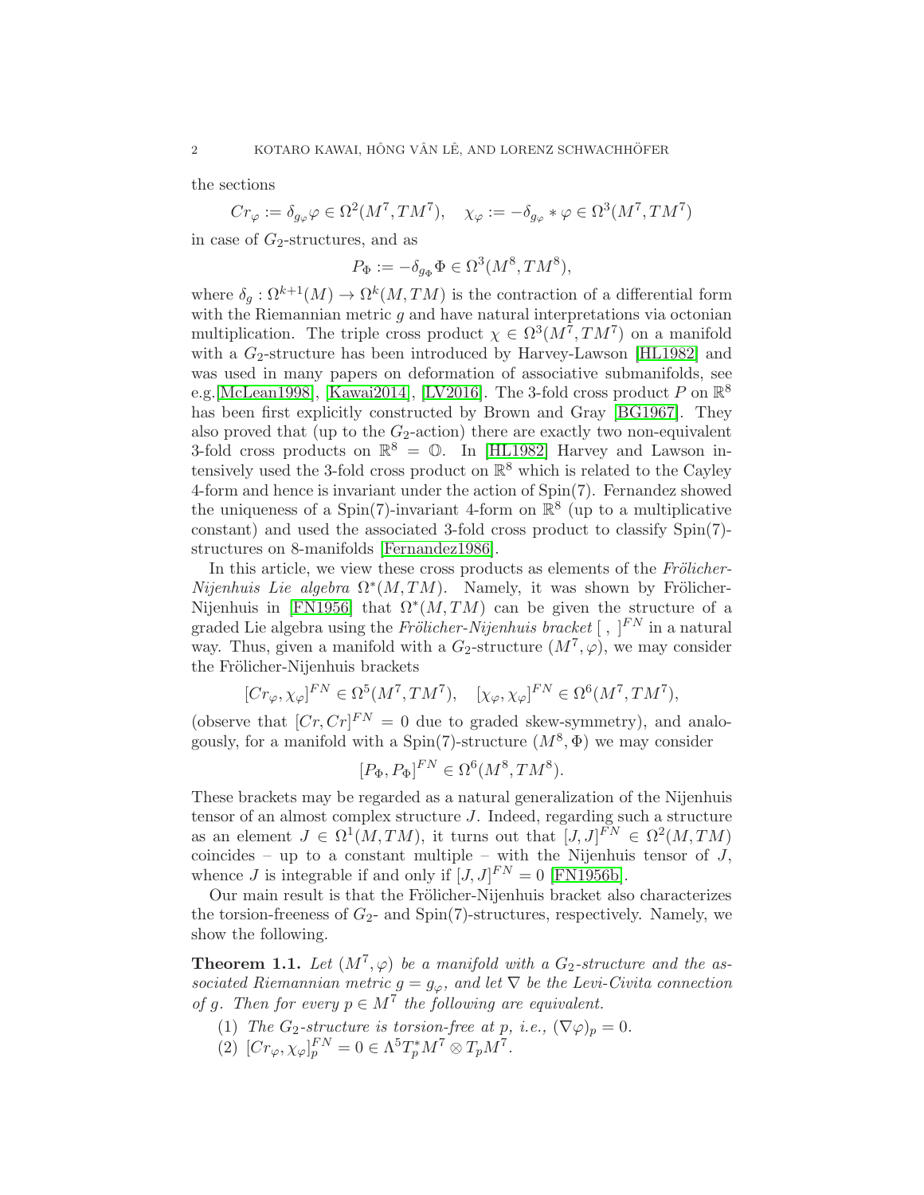the sections

$$Cr_\varphi := \delta_{g_\varphi}\varphi \in \Omega^2(M^7, TM^7), \quad \chi_\varphi := -\delta_{g_\varphi} * \varphi \in \Omega^3(M^7, TM^7)$$

in case of $G_2$-structures, and as

$$P_\Phi := -\delta_{g_\Phi}\Phi \in \Omega^3(M^8, TM^8),$$

where $\delta_g : \Omega^{k+1}(M) \to \Omega^k(M, TM)$ is the contraction of a differential form with the Riemannian metric $g$ and have natural interpretations via octonian multiplication. The triple cross product $\chi \in \Omega^3(M^7, TM^7)$ on a manifold with a $G_2$-structure has been introduced by Harvey-Lawson [HL1982] and was used in many papers on deformation of associative submanifolds, see e.g.[McLean1998], [Kawai2014], [LV2016]. The 3-fold cross product $P$ on $\mathbb{R}^8$ has been first explicitly constructed by Brown and Gray [BG1967]. They also proved that (up to the $G_2$-action) there are exactly two non-equivalent 3-fold cross products on $\mathbb{R}^8 = \mathbb{O}$. In [HL1982] Harvey and Lawson intensively used the 3-fold cross product on $\mathbb{R}^8$ which is related to the Cayley 4-form and hence is invariant under the action of Spin(7). Fernandez showed the uniqueness of a Spin(7)-invariant 4-form on $\mathbb{R}^8$ (up to a multiplicative constant) and used the associated 3-fold cross product to classify Spin(7)-structures on 8-manifolds [Fernandez1986].

In this article, we view these cross products as elements of the *Frölicher-Nijenhuis Lie algebra* $\Omega^*(M, TM)$. Namely, it was shown by Frölicher-Nijenhuis in [FN1956] that $\Omega^*(M, TM)$ can be given the structure of a graded Lie algebra using the *Frölicher-Nijenhuis bracket* $[\ ,\ ]^{FN}$ in a natural way. Thus, given a manifold with a $G_2$-structure $(M^7, \varphi)$, we may consider the Frölicher-Nijenhuis brackets

$$[Cr_\varphi, \chi_\varphi]^{FN} \in \Omega^5(M^7, TM^7), \quad [\chi_\varphi, \chi_\varphi]^{FN} \in \Omega^6(M^7, TM^7),$$

(observe that $[Cr, Cr]^{FN} = 0$ due to graded skew-symmetry), and analogously, for a manifold with a Spin(7)-structure $(M^8, \Phi)$ we may consider

$$[P_\Phi, P_\Phi]^{FN} \in \Omega^6(M^8, TM^8).$$

These brackets may be regarded as a natural generalization of the Nijenhuis tensor of an almost complex structure $J$. Indeed, regarding such a structure as an element $J \in \Omega^1(M, TM)$, it turns out that $[J, J]^{FN} \in \Omega^2(M, TM)$ coincides – up to a constant multiple – with the Nijenhuis tensor of $J$, whence $J$ is integrable if and only if $[J, J]^{FN} = 0$ [FN1956b].

Our main result is that the Frölicher-Nijenhuis bracket also characterizes the torsion-freeness of $G_2$- and Spin(7)-structures, respectively. Namely, we show the following.

**Theorem 1.1.** *Let $(M^7, \varphi)$ be a manifold with a $G_2$-structure and the associated Riemannian metric $g = g_\varphi$, and let $\nabla$ be the Levi-Civita connection of $g$. Then for every $p \in M^7$ the following are equivalent.*

1. *The $G_2$-structure is torsion-free at $p$, i.e., $(\nabla\varphi)_p = 0$.*
2. *$[Cr_\varphi, \chi_\varphi]^{FN}_p = 0 \in \Lambda^5 T^*_p M^7 \otimes T_p M^7$.*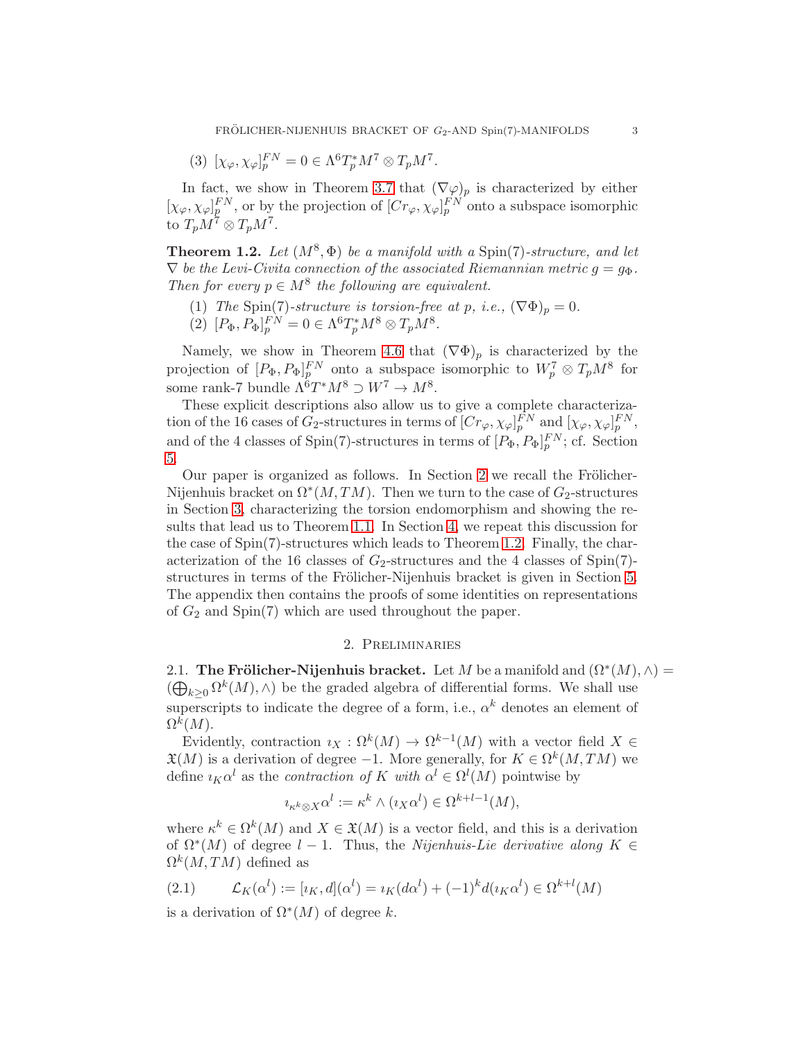(3) $[\chi_\varphi, \chi_\varphi]^{FN}_p = 0 \in \Lambda^6 T^*_p M^7 \otimes T_p M^7$.

In fact, we show in Theorem 3.7 that $(\nabla\varphi)_p$ is characterized by either $[\chi_\varphi, \chi_\varphi]^{FN}_p$, or by the projection of $[Cr_\varphi, \chi_\varphi]^{FN}_p$ onto a subspace isomorphic to $T_p M^7 \otimes T_p M^7$.

**Theorem 1.2.** *Let $(M^8, \Phi)$ be a manifold with a* Spin(7)*-structure, and let $\nabla$ be the Levi-Civita connection of the associated Riemannian metric $g = g_\Phi$. Then for every $p \in M^8$ the following are equivalent.*

1. *The* Spin(7)*-structure is torsion-free at $p$, i.e., $(\nabla\Phi)_p = 0$.*
2. *$[P_\Phi, P_\Phi]^{FN}_p = 0 \in \Lambda^6 T^*_p M^8 \otimes T_p M^8$.*

Namely, we show in Theorem 4.6 that $(\nabla\Phi)_p$ is characterized by the projection of $[P_\Phi, P_\Phi]^{FN}_p$ onto a subspace isomorphic to $W^7_p \otimes T_p M^8$ for some rank-7 bundle $\Lambda^6 T^* M^8 \supset W^7 \to M^8$.

These explicit descriptions also allow us to give a complete characterization of the 16 cases of $G_2$-structures in terms of $[Cr_\varphi, \chi_\varphi]^{FN}_p$ and $[\chi_\varphi, \chi_\varphi]^{FN}_p$, and of the 4 classes of Spin(7)-structures in terms of $[P_\Phi, P_\Phi]^{FN}_p$; cf. Section 5.

Our paper is organized as follows. In Section 2 we recall the Frölicher-Nijenhuis bracket on $\Omega^*(M, TM)$. Then we turn to the case of $G_2$-structures in Section 3, characterizing the torsion endomorphism and showing the results that lead us to Theorem 1.1. In Section 4, we repeat this discussion for the case of Spin(7)-structures which leads to Theorem 1.2. Finally, the characterization of the 16 classes of $G_2$-structures and the 4 classes of Spin(7)-structures in terms of the Frölicher-Nijenhuis bracket is given in Section 5. The appendix then contains the proofs of some identities on representations of $G_2$ and Spin(7) which are used throughout the paper.

## 2. Preliminaries

**2.1. The Frölicher-Nijenhuis bracket.** Let $M$ be a manifold and $(\Omega^*(M), \wedge) = (\bigoplus_{k\geq 0} \Omega^k(M), \wedge)$ be the graded algebra of differential forms. We shall use superscripts to indicate the degree of a form, i.e., $\alpha^k$ denotes an element of $\Omega^k(M)$.

Evidently, contraction $\imath_X : \Omega^k(M) \to \Omega^{k-1}(M)$ with a vector field $X \in \mathfrak{X}(M)$ is a derivation of degree $-1$. More generally, for $K \in \Omega^k(M, TM)$ we define $\imath_K \alpha^l$ as the *contraction of $K$ with* $\alpha^l \in \Omega^l(M)$ pointwise by

$$\imath_{\kappa^k \otimes X} \alpha^l := \kappa^k \wedge (\imath_X \alpha^l) \in \Omega^{k+l-1}(M),$$

where $\kappa^k \in \Omega^k(M)$ and $X \in \mathfrak{X}(M)$ is a vector field, and this is a derivation of $\Omega^*(M)$ of degree $l-1$. Thus, the *Nijenhuis-Lie derivative along* $K \in \Omega^k(M, TM)$ defined as

$$\mathcal{L}_K(\alpha^l) := [\imath_K, d](\alpha^l) = \imath_K(d\alpha^l) + (-1)^k d(\imath_K \alpha^l) \in \Omega^{k+l}(M) \tag{2.1}$$

is a derivation of $\Omega^*(M)$ of degree $k$.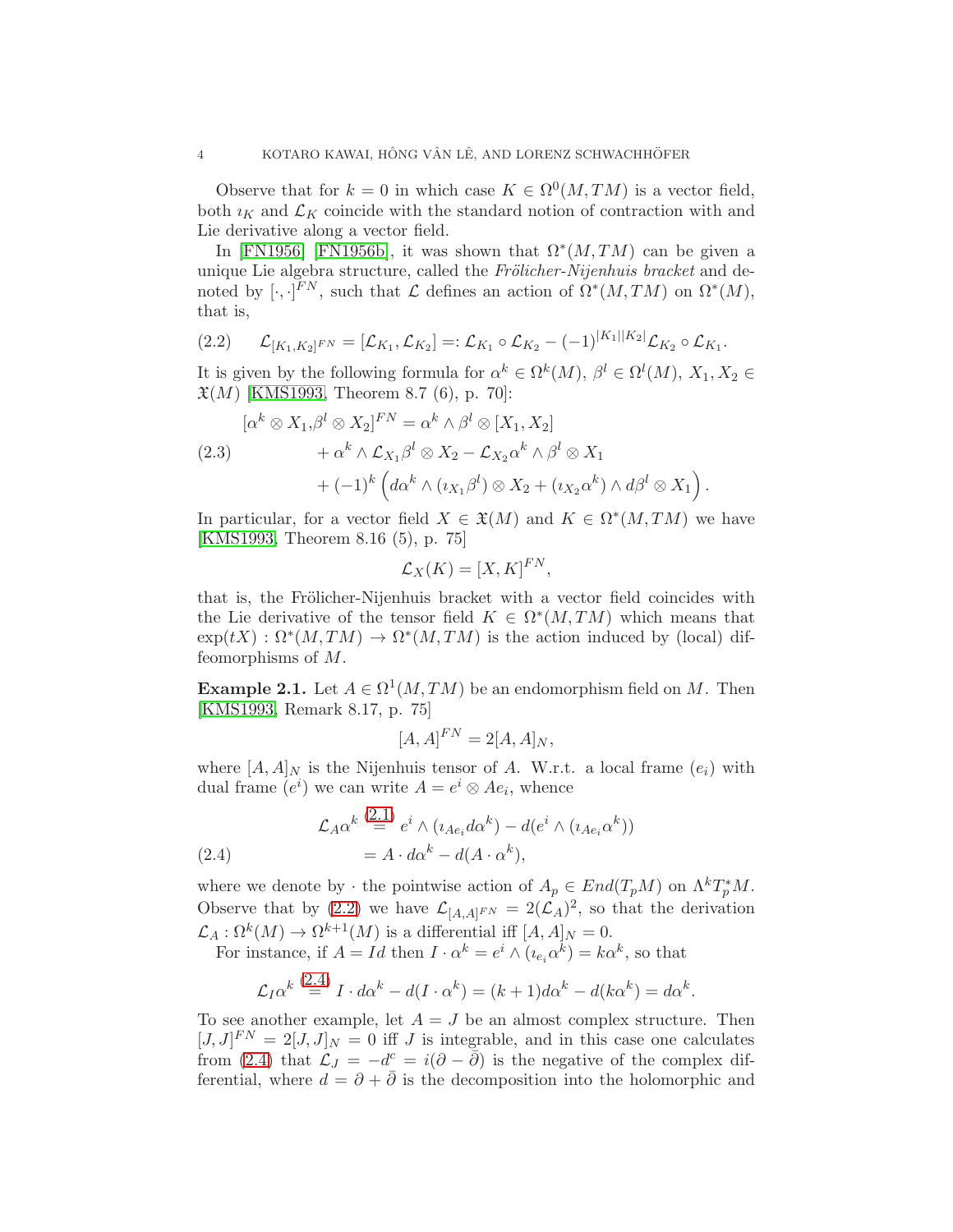Observe that for $k = 0$ in which case $K \in \Omega^0(M, TM)$ is a vector field, both $\imath_K$ and $\mathcal{L}_K$ coincide with the standard notion of contraction with and Lie derivative along a vector field.

In [FN1956] [FN1956b], it was shown that $\Omega^*(M, TM)$ can be given a unique Lie algebra structure, called the *Frölicher-Nijenhuis bracket* and denoted by $[\cdot,\cdot]^{FN}$, such that $\mathcal{L}$ defines an action of $\Omega^*(M, TM)$ on $\Omega^*(M)$, that is,

$$\mathcal{L}_{[K_1,K_2]^{FN}} = [\mathcal{L}_{K_1}, \mathcal{L}_{K_2}] =: \mathcal{L}_{K_1} \circ \mathcal{L}_{K_2} - (-1)^{|K_1||K_2|} \mathcal{L}_{K_2} \circ \mathcal{L}_{K_1}. \tag{2.2}$$

It is given by the following formula for $\alpha^k \in \Omega^k(M)$, $\beta^l \in \Omega^l(M)$, $X_1, X_2 \in \mathfrak{X}(M)$ [KMS1993, Theorem 8.7 (6), p. 70]:

$$\begin{aligned}
[\alpha^k \otimes X_1, &\beta^l \otimes X_2]^{FN} = \alpha^k \wedge \beta^l \otimes [X_1, X_2] \\
&+ \alpha^k \wedge \mathcal{L}_{X_1} \beta^l \otimes X_2 - \mathcal{L}_{X_2} \alpha^k \wedge \beta^l \otimes X_1 \\
&+ (-1)^k \left( d\alpha^k \wedge (\imath_{X_1} \beta^l) \otimes X_2 + (\imath_{X_2} \alpha^k) \wedge d\beta^l \otimes X_1 \right).
\end{aligned} \tag{2.3}$$

In particular, for a vector field $X \in \mathfrak{X}(M)$ and $K \in \Omega^*(M, TM)$ we have [KMS1993, Theorem 8.16 (5), p. 75]

$$\mathcal{L}_X(K) = [X, K]^{FN},$$

that is, the Frölicher-Nijenhuis bracket with a vector field coincides with the Lie derivative of the tensor field $K \in \Omega^*(M, TM)$ which means that $\exp(tX) : \Omega^*(M, TM) \to \Omega^*(M, TM)$ is the action induced by (local) diffeomorphisms of $M$.

**Example 2.1.** Let $A \in \Omega^1(M, TM)$ be an endomorphism field on $M$. Then [KMS1993, Remark 8.17, p. 75]

$$[A, A]^{FN} = 2[A, A]_N,$$

where $[A, A]_N$ is the Nijenhuis tensor of $A$. W.r.t. a local frame $(e_i)$ with dual frame $(e^i)$ we can write $A = e^i \otimes Ae_i$, whence

$$\begin{aligned}
\mathcal{L}_A \alpha^k &\overset{(2.1)}{=} e^i \wedge (\imath_{Ae_i} d\alpha^k) - d(e^i \wedge (\imath_{Ae_i} \alpha^k)) \\
&= A \cdot d\alpha^k - d(A \cdot \alpha^k),
\end{aligned} \tag{2.4}$$

where we denote by $\cdot$ the pointwise action of $A_p \in End(T_pM)$ on $\Lambda^k T_p^* M$. Observe that by (2.2) we have $\mathcal{L}_{[A,A]^{FN}} = 2(\mathcal{L}_A)^2$, so that the derivation $\mathcal{L}_A : \Omega^k(M) \to \Omega^{k+1}(M)$ is a differential iff $[A, A]_N = 0$.

For instance, if $A = Id$ then $I \cdot \alpha^k = e^i \wedge (\imath_{e_i} \alpha^k) = k\alpha^k$, so that

$$\mathcal{L}_I \alpha^k \overset{(2.4)}{=} I \cdot d\alpha^k - d(I \cdot \alpha^k) = (k+1)d\alpha^k - d(k\alpha^k) = d\alpha^k.$$

To see another example, let $A = J$ be an almost complex structure. Then $[J, J]^{FN} = 2[J, J]_N = 0$ iff $J$ is integrable, and in this case one calculates from (2.4) that $\mathcal{L}_J = -d^c = i(\partial - \bar{\partial})$ is the negative of the complex differential, where $d = \partial + \bar{\partial}$ is the decomposition into the holomorphic and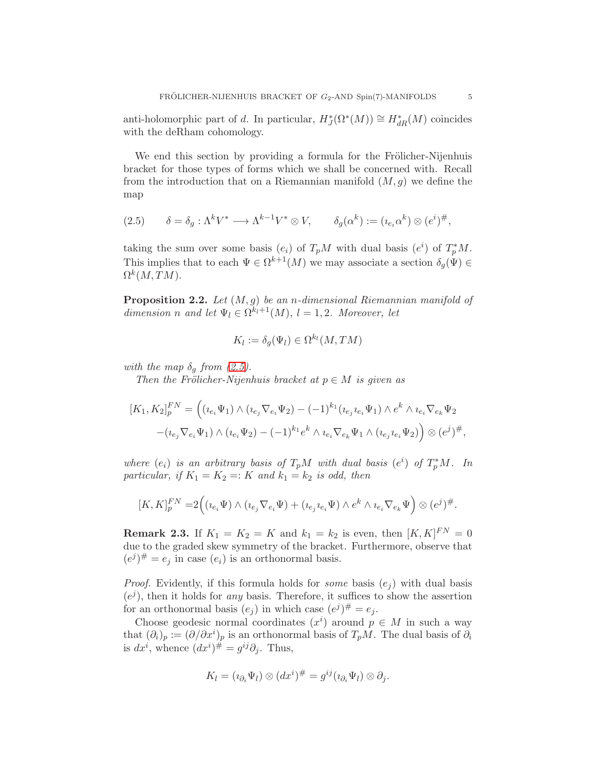anti-holomorphic part of $d$. In particular, $H^*_J(\Omega^*(M)) \cong H^*_{dR}(M)$ coincides with the deRham cohomology.

We end this section by providing a formula for the Frölicher-Nijenhuis bracket for those types of forms which we shall be concerned with. Recall from the introduction that on a Riemannian manifold $(M, g)$ we define the map

$$\delta = \delta_g : \Lambda^k V^* \longrightarrow \Lambda^{k-1} V^* \otimes V, \qquad \delta_g(\alpha^k) := (\imath_{e_i} \alpha^k) \otimes (e^i)^\#, \tag{2.5}$$

taking the sum over some basis $(e_i)$ of $T_pM$ with dual basis $(e^i)$ of $T^*_pM$. This implies that to each $\Psi \in \Omega^{k+1}(M)$ we may associate a section $\delta_g(\Psi) \in \Omega^k(M, TM)$.

**Proposition 2.2.** *Let $(M, g)$ be an $n$-dimensional Riemannian manifold of dimension $n$ and let $\Psi_l \in \Omega^{k_l+1}(M)$, $l = 1, 2$. Moreover, let*

$$K_l := \delta_g(\Psi_l) \in \Omega^{k_l}(M, TM)$$

*with the map $\delta_g$ from (2.5).*

*Then the Frölicher-Nijenhuis bracket at $p \in M$ is given as*

$$\begin{aligned}
[K_1, K_2]^{FN}_p = \Big( &(\imath_{e_i} \Psi_1) \wedge (\imath_{e_j} \nabla_{e_i} \Psi_2) - (-1)^{k_1} (\imath_{e_j} \imath_{e_i} \Psi_1) \wedge e^k \wedge \imath_{e_i} \nabla_{e_k} \Psi_2 \\
&- (\imath_{e_j} \nabla_{e_i} \Psi_1) \wedge (\imath_{e_i} \Psi_2) - (-1)^{k_1} e^k \wedge \imath_{e_i} \nabla_{e_k} \Psi_1 \wedge (\imath_{e_j} \imath_{e_i} \Psi_2) \Big) \otimes (e^j)^\#,
\end{aligned}$$

*where $(e_i)$ is an arbitrary basis of $T_pM$ with dual basis $(e^i)$ of $T^*_pM$. In particular, if $K_1 = K_2 =: K$ and $k_1 = k_2$ is odd, then*

$$[K, K]^{FN}_p = 2 \Big( (\imath_{e_i} \Psi) \wedge (\imath_{e_j} \nabla_{e_i} \Psi) + (\imath_{e_j} \imath_{e_i} \Psi) \wedge e^k \wedge \imath_{e_i} \nabla_{e_k} \Psi \Big) \otimes (e^j)^\#.$$

**Remark 2.3.** If $K_1 = K_2 = K$ and $k_1 = k_2$ is even, then $[K, K]^{FN} = 0$ due to the graded skew symmetry of the bracket. Furthermore, observe that $(e^j)^\# = e_j$ in case $(e_i)$ is an orthonormal basis.

*Proof.* Evidently, if this formula holds for *some* basis $(e_j)$ with dual basis $(e^j)$, then it holds for *any* basis. Therefore, it suffices to show the assertion for an orthonormal basis $(e_j)$ in which case $(e^j)^\# = e_j$.

Choose geodesic normal coordinates $(x^i)$ around $p \in M$ in such a way that $(\partial_i)_p := (\partial / \partial x^i)_p$ is an orthonormal basis of $T_pM$. The dual basis of $\partial_i$ is $dx^i$, whence $(dx^i)^\# = g^{ij} \partial_j$. Thus,

$$K_l = (\imath_{\partial_i} \Psi_l) \otimes (dx^i)^\# = g^{ij} (\imath_{\partial_i} \Psi_l) \otimes \partial_j.$$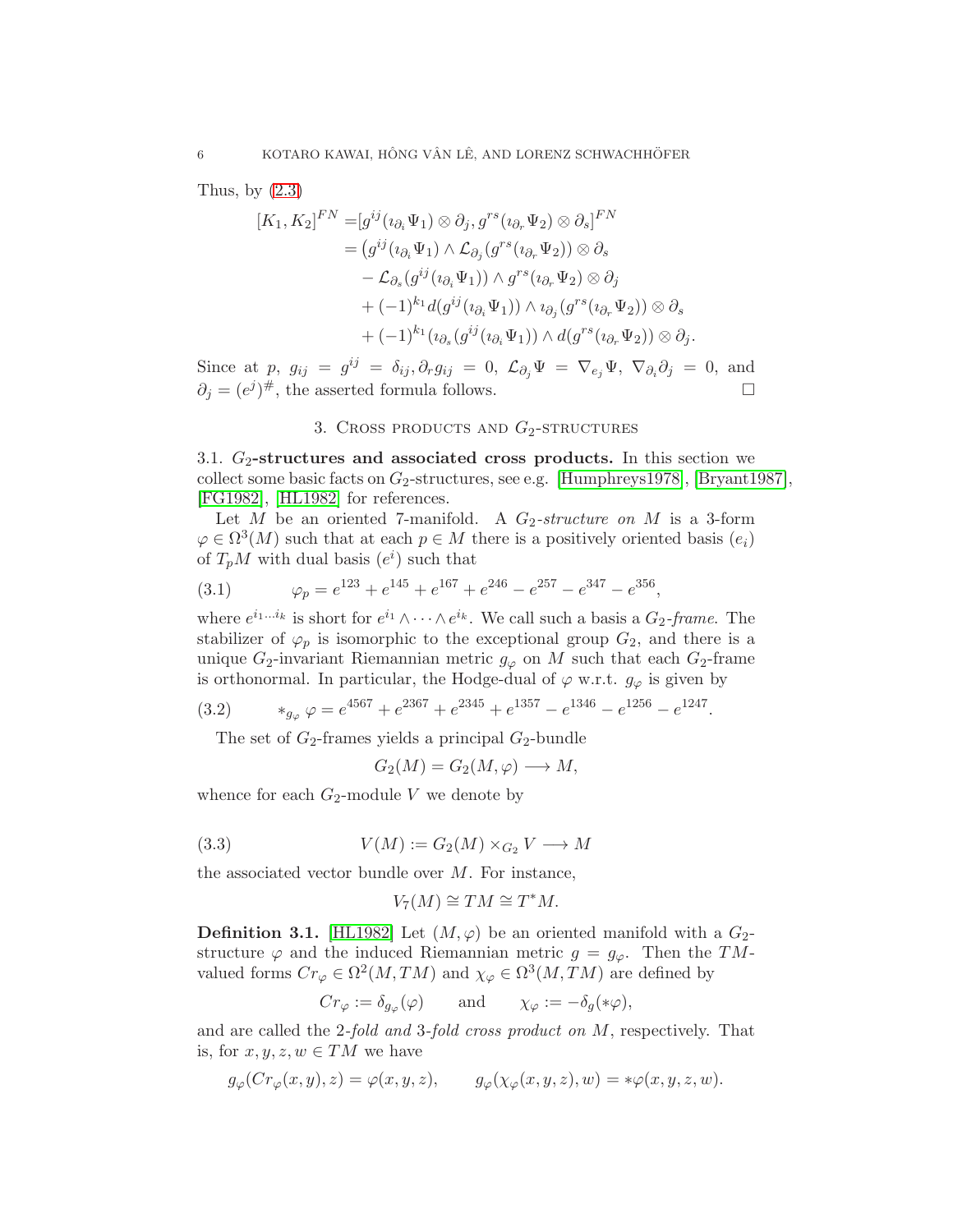Thus, by (2.3)

$$
\begin{aligned}
[K_1, K_2]^{FN} =& [g^{ij}(\imath_{\partial_i}\Psi_1) \otimes \partial_j, g^{rs}(\imath_{\partial_r}\Psi_2) \otimes \partial_s]^{FN} \\
=& \left(g^{ij}(\imath_{\partial_i}\Psi_1) \wedge \mathcal{L}_{\partial_j}(g^{rs}(\imath_{\partial_r}\Psi_2)\right) \otimes \partial_s \\
&- \mathcal{L}_{\partial_s}(g^{ij}(\imath_{\partial_i}\Psi_1)) \wedge g^{rs}(\imath_{\partial_r}\Psi_2) \otimes \partial_j \\
&+ (-1)^{k_1} d(g^{ij}(\imath_{\partial_i}\Psi_1)) \wedge \imath_{\partial_j}(g^{rs}(\imath_{\partial_r}\Psi_2)) \otimes \partial_s \\
&+ (-1)^{k_1}(\imath_{\partial_s}(g^{ij}(\imath_{\partial_i}\Psi_1)) \wedge d(g^{rs}(\imath_{\partial_r}\Psi_2)) \otimes \partial_j.
\end{aligned}
$$

Since at $p$, $g_{ij} = g^{ij} = \delta_{ij}, \partial_r g_{ij} = 0$, $\mathcal{L}_{\partial_j}\Psi = \nabla_{e_j}\Psi$, $\nabla_{\partial_i}\partial_j = 0$, and $\partial_j = (e^j)^\#$, the asserted formula follows. □

## 3. Cross products and $G_2$-structures

**3.1. $G_2$-structures and associated cross products.** In this section we collect some basic facts on $G_2$-structures, see e.g. [Humphreys1978], [Bryant1987], [FG1982], [HL1982] for references.

Let $M$ be an oriented 7-manifold. A *$G_2$-structure on $M$* is a 3-form $\varphi \in \Omega^3(M)$ such that at each $p \in M$ there is a positively oriented basis $(e_i)$ of $T_pM$ with dual basis $(e^i)$ such that

$$
\varphi_p = e^{123} + e^{145} + e^{167} + e^{246} - e^{257} - e^{347} - e^{356}, \tag{3.1}
$$

where $e^{i_1 \dots i_k}$ is short for $e^{i_1} \wedge \dots \wedge e^{i_k}$. We call such a basis a *$G_2$-frame*. The stabilizer of $\varphi_p$ is isomorphic to the exceptional group $G_2$, and there is a unique $G_2$-invariant Riemannian metric $g_\varphi$ on $M$ such that each $G_2$-frame is orthonormal. In particular, the Hodge-dual of $\varphi$ w.r.t. $g_\varphi$ is given by

$$
*_{g_\varphi}\varphi = e^{4567} + e^{2367} + e^{2345} + e^{1357} - e^{1346} - e^{1256} - e^{1247}. \tag{3.2}
$$

The set of $G_2$-frames yields a principal $G_2$-bundle

$$
G_2(M) = G_2(M, \varphi) \longrightarrow M,
$$

whence for each $G_2$-module $V$ we denote by

$$
V(M) := G_2(M) \times_{G_2} V \longrightarrow M \tag{3.3}
$$

the associated vector bundle over $M$. For instance,

$$
V_7(M) \cong TM \cong T^*M.
$$

**Definition 3.1.** [HL1982] Let $(M, \varphi)$ be an oriented manifold with a $G_2$-structure $\varphi$ and the induced Riemannian metric $g = g_\varphi$. Then the $TM$-valued forms $Cr_\varphi \in \Omega^2(M, TM)$ and $\chi_\varphi \in \Omega^3(M, TM)$ are defined by

$$
Cr_\varphi := \delta_{g_\varphi}(\varphi) \qquad \text{and} \qquad \chi_\varphi := -\delta_g(*\varphi),
$$

and are called the *2-fold and 3-fold cross product on $M$*, respectively. That is, for $x, y, z, w \in TM$ we have

$$
g_\varphi(Cr_\varphi(x, y), z) = \varphi(x, y, z), \qquad g_\varphi(\chi_\varphi(x, y, z), w) = *\varphi(x, y, z, w).
$$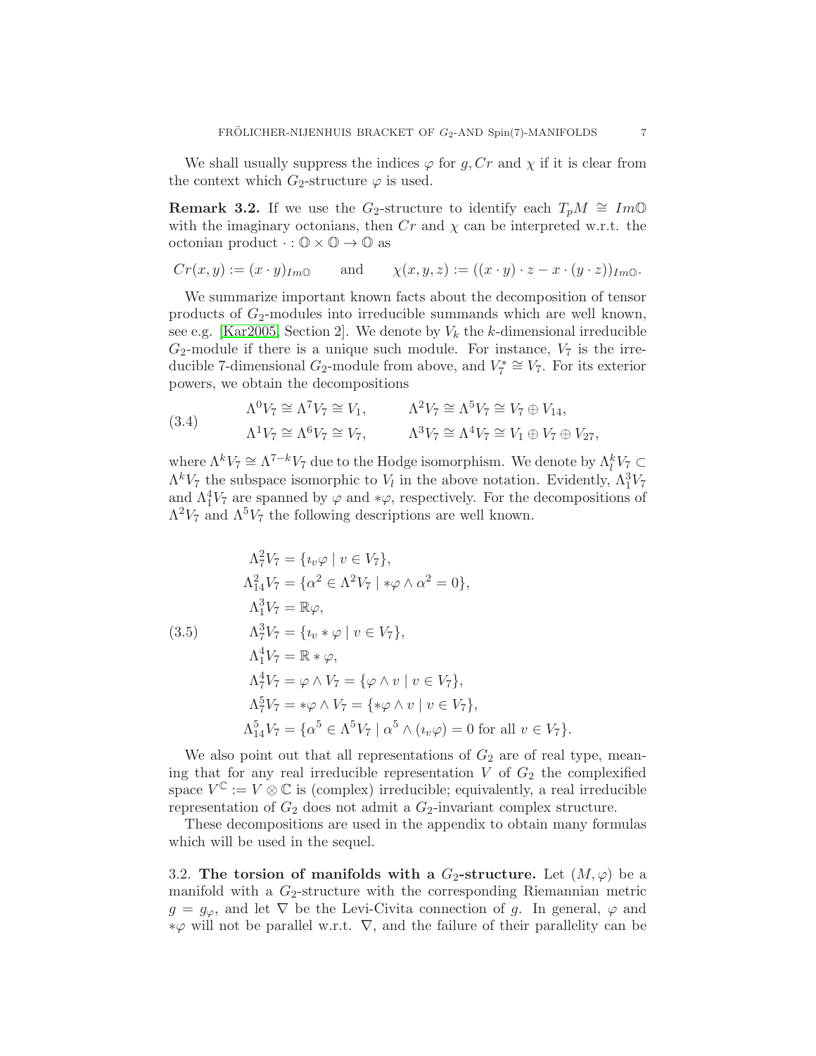We shall usually suppress the indices $\varphi$ for $g, Cr$ and $\chi$ if it is clear from the context which $G_2$-structure $\varphi$ is used.

**Remark 3.2.** If we use the $G_2$-structure to identify each $T_pM \cong Im\mathbb{O}$ with the imaginary octonians, then $Cr$ and $\chi$ can be interpreted w.r.t. the octonian product $\cdot : \mathbb{O} \times \mathbb{O} \to \mathbb{O}$ as

$$Cr(x, y) := (x \cdot y)_{Im\mathbb{O}} \qquad \text{and} \qquad \chi(x, y, z) := ((x \cdot y) \cdot z - x \cdot (y \cdot z))_{Im\mathbb{O}}.$$

We summarize important known facts about the decomposition of tensor products of $G_2$-modules into irreducible summands which are well known, see e.g. [Kar2005, Section 2]. We denote by $V_k$ the $k$-dimensional irreducible $G_2$-module if there is a unique such module. For instance, $V_7$ is the irreducible 7-dimensional $G_2$-module from above, and $V_7^* \cong V_7$. For its exterior powers, we obtain the decompositions

$$\begin{aligned}
&\Lambda^0 V_7 \cong \Lambda^7 V_7 \cong V_1, \qquad && \Lambda^2 V_7 \cong \Lambda^5 V_7 \cong V_7 \oplus V_{14}, \\
&\Lambda^1 V_7 \cong \Lambda^6 V_7 \cong V_7, \qquad && \Lambda^3 V_7 \cong \Lambda^4 V_7 \cong V_1 \oplus V_7 \oplus V_{27},
\end{aligned} \tag{3.4}$$

where $\Lambda^k V_7 \cong \Lambda^{7-k} V_7$ due to the Hodge isomorphism. We denote by $\Lambda^k_l V_7 \subset \Lambda^k V_7$ the subspace isomorphic to $V_l$ in the above notation. Evidently, $\Lambda^3_1 V_7$ and $\Lambda^4_1 V_7$ are spanned by $\varphi$ and $*\varphi$, respectively. For the decompositions of $\Lambda^2 V_7$ and $\Lambda^5 V_7$ the following descriptions are well known.

$$\begin{aligned}
\Lambda^2_7 V_7 &= \{\imath_v \varphi \mid v \in V_7\}, \\
\Lambda^2_{14} V_7 &= \{\alpha^2 \in \Lambda^2 V_7 \mid *\varphi \wedge \alpha^2 = 0\}, \\
\Lambda^3_1 V_7 &= \mathbb{R}\varphi, \\
\Lambda^3_7 V_7 &= \{\imath_v * \varphi \mid v \in V_7\}, \\
\Lambda^4_1 V_7 &= \mathbb{R} * \varphi, \\
\Lambda^4_7 V_7 &= \varphi \wedge V_7 = \{\varphi \wedge v \mid v \in V_7\}, \\
\Lambda^5_7 V_7 &= *\varphi \wedge V_7 = \{*\varphi \wedge v \mid v \in V_7\}, \\
\Lambda^5_{14} V_7 &= \{\alpha^5 \in \Lambda^5 V_7 \mid \alpha^5 \wedge (\imath_v \varphi) = 0 \text{ for all } v \in V_7\}.
\end{aligned} \tag{3.5}$$

We also point out that all representations of $G_2$ are of real type, meaning that for any real irreducible representation $V$ of $G_2$ the complexified space $V^{\mathbb{C}} := V \otimes \mathbb{C}$ is (complex) irreducible; equivalently, a real irreducible representation of $G_2$ does not admit a $G_2$-invariant complex structure.

These decompositions are used in the appendix to obtain many formulas which will be used in the sequel.

### 3.2. The torsion of manifolds with a $G_2$-structure.

Let $(M, \varphi)$ be a manifold with a $G_2$-structure with the corresponding Riemannian metric $g = g_\varphi$, and let $\nabla$ be the Levi-Civita connection of $g$. In general, $\varphi$ and $*\varphi$ will not be parallel w.r.t. $\nabla$, and the failure of their parallelity can be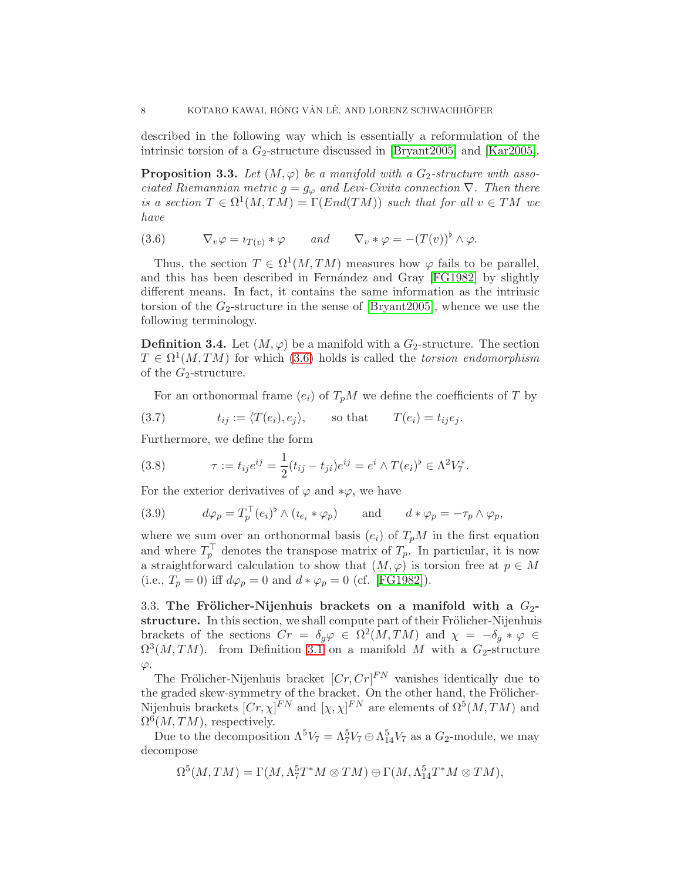described in the following way which is essentially a reformulation of the intrinsic torsion of a $G_2$-structure discussed in [Bryant2005] and [Kar2005].

**Proposition 3.3.** *Let $(M, \varphi)$ be a manifold with a $G_2$-structure with associated Riemannian metric $g = g_\varphi$ and Levi-Civita connection $\nabla$. Then there is a section $T \in \Omega^1(M, TM) = \Gamma(End(TM))$ such that for all $v \in TM$ we have*

$$\nabla_v \varphi = \imath_{T(v)} * \varphi \qquad \text{and} \qquad \nabla_v * \varphi = -(T(v))^\flat \wedge \varphi. \tag{3.6}$$

Thus, the section $T \in \Omega^1(M, TM)$ measures how $\varphi$ fails to be parallel, and this has been described in Fernández and Gray [FG1982] by slightly different means. In fact, it contains the same information as the intrinsic torsion of the $G_2$-structure in the sense of [Bryant2005], whence we use the following terminology.

**Definition 3.4.** Let $(M, \varphi)$ be a manifold with a $G_2$-structure. The section $T \in \Omega^1(M, TM)$ for which (3.6) holds is called the *torsion endomorphism* of the $G_2$-structure.

For an orthonormal frame $(e_i)$ of $T_pM$ we define the coefficients of $T$ by

$$t_{ij} := \langle T(e_i), e_j \rangle, \qquad \text{so that} \qquad T(e_i) = t_{ij} e_j. \tag{3.7}$$

Furthermore, we define the form

$$\tau := t_{ij} e^{ij} = \frac{1}{2}(t_{ij} - t_{ji}) e^{ij} = e^i \wedge T(e_i)^\flat \in \Lambda^2 V_7^*. \tag{3.8}$$

For the exterior derivatives of $\varphi$ and $*\varphi$, we have

$$d\varphi_p = T_p^\top(e_i)^\flat \wedge (\imath_{e_i} * \varphi_p) \qquad \text{and} \qquad d * \varphi_p = -\tau_p \wedge \varphi_p, \tag{3.9}$$

where we sum over an orthonormal basis $(e_i)$ of $T_pM$ in the first equation and where $T_p^\top$ denotes the transpose matrix of $T_p$. In particular, it is now a straightforward calculation to show that $(M, \varphi)$ is torsion free at $p \in M$ (i.e., $T_p = 0$) iff $d\varphi_p = 0$ and $d * \varphi_p = 0$ (cf. [FG1982]).

### 3.3. The Frölicher-Nijenhuis brackets on a manifold with a $G_2$-structure.

In this section, we shall compute part of their Frölicher-Nijenhuis brackets of the sections $Cr = \delta_g \varphi \in \Omega^2(M, TM)$ and $\chi = -\delta_g * \varphi \in \Omega^3(M, TM)$. from Definition 3.1 on a manifold $M$ with a $G_2$-structure $\varphi$.

The Frölicher-Nijenhuis bracket $[Cr, Cr]^{FN}$ vanishes identically due to the graded skew-symmetry of the bracket. On the other hand, the Frölicher-Nijenhuis brackets $[Cr, \chi]^{FN}$ and $[\chi, \chi]^{FN}$ are elements of $\Omega^5(M, TM)$ and $\Omega^6(M, TM)$, respectively.

Due to the decomposition $\Lambda^5 V_7 = \Lambda^5_7 V_7 \oplus \Lambda^5_{14} V_7$ as a $G_2$-module, we may decompose

$$\Omega^5(M, TM) = \Gamma(M, \Lambda^5_7 T^*M \otimes TM) \oplus \Gamma(M, \Lambda^5_{14} T^*M \otimes TM),$$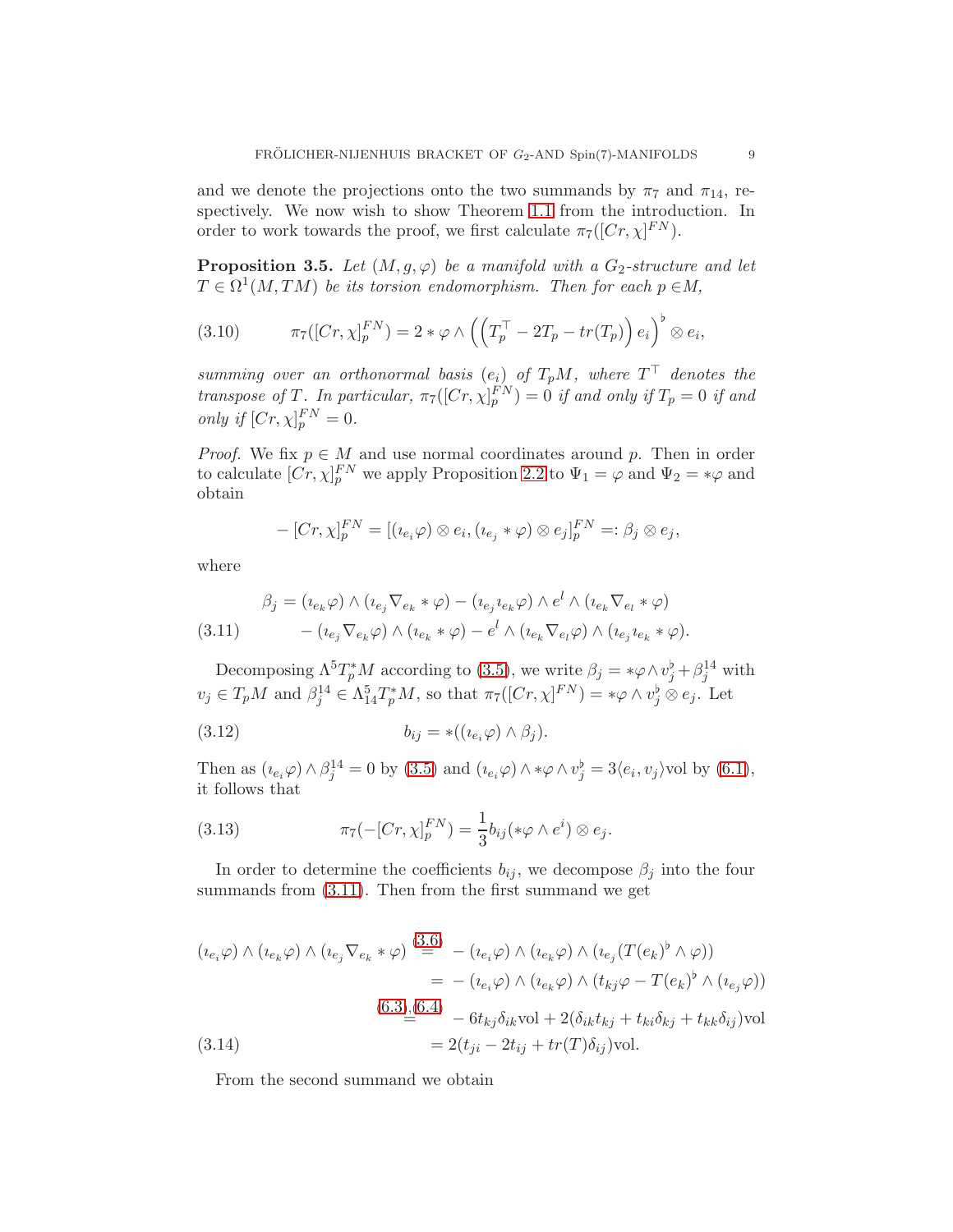and we denote the projections onto the two summands by $\pi_7$ and $\pi_{14}$, respectively. We now wish to show Theorem 1.1 from the introduction. In order to work towards the proof, we first calculate $\pi_7([Cr,\chi]^{FN})$.

**Proposition 3.5.** *Let $(M,g,\varphi)$ be a manifold with a $G_2$-structure and let $T \in \Omega^1(M,TM)$ be its torsion endomorphism. Then for each $p \in M$,*

$$\pi_7([Cr,\chi]^{FN}_p) = 2 * \varphi \wedge \left( \left( T_p^\top - 2T_p - tr(T_p) \right) e_i \right)^\flat \otimes e_i, \tag{3.10}$$

*summing over an orthonormal basis $(e_i)$ of $T_pM$, where $T^\top$ denotes the transpose of $T$. In particular, $\pi_7([Cr,\chi]^{FN}_p) = 0$ if and only if $T_p = 0$ if and only if $[Cr,\chi]^{FN}_p = 0$.*

*Proof.* We fix $p \in M$ and use normal coordinates around $p$. Then in order to calculate $[Cr,\chi]^{FN}_p$ we apply Proposition 2.2 to $\Psi_1 = \varphi$ and $\Psi_2 = *\varphi$ and obtain

$$-[Cr,\chi]^{FN}_p = [(\imath_{e_i}\varphi) \otimes e_i, (\imath_{e_j} * \varphi) \otimes e_j]^{FN}_p =: \beta_j \otimes e_j,$$

where

$$\begin{aligned} \beta_j &= (\imath_{e_k}\varphi) \wedge (\imath_{e_j} \nabla_{e_k} * \varphi) - (\imath_{e_j}\imath_{e_k}\varphi) \wedge e^l \wedge (\imath_{e_k} \nabla_{e_l} * \varphi) \\ &\quad - (\imath_{e_j} \nabla_{e_k}\varphi) \wedge (\imath_{e_k} * \varphi) - e^l \wedge (\imath_{e_k} \nabla_{e_l}\varphi) \wedge (\imath_{e_j}\imath_{e_k} * \varphi). \end{aligned} \tag{3.11}$$

Decomposing $\Lambda^5 T_p^*M$ according to (3.5), we write $\beta_j = *\varphi \wedge v_j^\flat + \beta_j^{14}$ with $v_j \in T_pM$ and $\beta_j^{14} \in \Lambda^5_{14} T_p^*M$, so that $\pi_7([Cr,\chi]^{FN}) = *\varphi \wedge v_j^\flat \otimes e_j$. Let

$$b_{ij} = *((\imath_{e_i}\varphi) \wedge \beta_j). \tag{3.12}$$

Then as $(\imath_{e_i}\varphi) \wedge \beta_j^{14} = 0$ by (3.5) and $(\imath_{e_i}\varphi) \wedge *\varphi \wedge v_j^\flat = 3\langle e_i, v_j\rangle \mathrm{vol}$ by (6.1), it follows that

$$\pi_7(-[Cr,\chi]^{FN}_p) = \frac{1}{3} b_{ij} (*\varphi \wedge e^i) \otimes e_j. \tag{3.13}$$

In order to determine the coefficients $b_{ij}$, we decompose $\beta_j$ into the four summands from (3.11). Then from the first summand we get

$$\begin{aligned} (\imath_{e_i}\varphi) \wedge (\imath_{e_k}\varphi) \wedge (\imath_{e_j} \nabla_{e_k} * \varphi) &\overset{(3.6)}{=} -(\imath_{e_i}\varphi) \wedge (\imath_{e_k}\varphi) \wedge (\imath_{e_j}(T(e_k)^\flat \wedge \varphi)) \\ &= -(\imath_{e_i}\varphi) \wedge (\imath_{e_k}\varphi) \wedge (t_{kj}\varphi - T(e_k)^\flat \wedge (\imath_{e_j}\varphi)) \\ &\overset{(6.3),(6.4)}{=} -6t_{kj}\delta_{ik}\mathrm{vol} + 2(\delta_{ik}t_{kj} + t_{ki}\delta_{kj} + t_{kk}\delta_{ij})\mathrm{vol} \\ &= 2(t_{ji} - 2t_{ij} + tr(T)\delta_{ij})\mathrm{vol}. \end{aligned} \tag{3.14}$$

From the second summand we obtain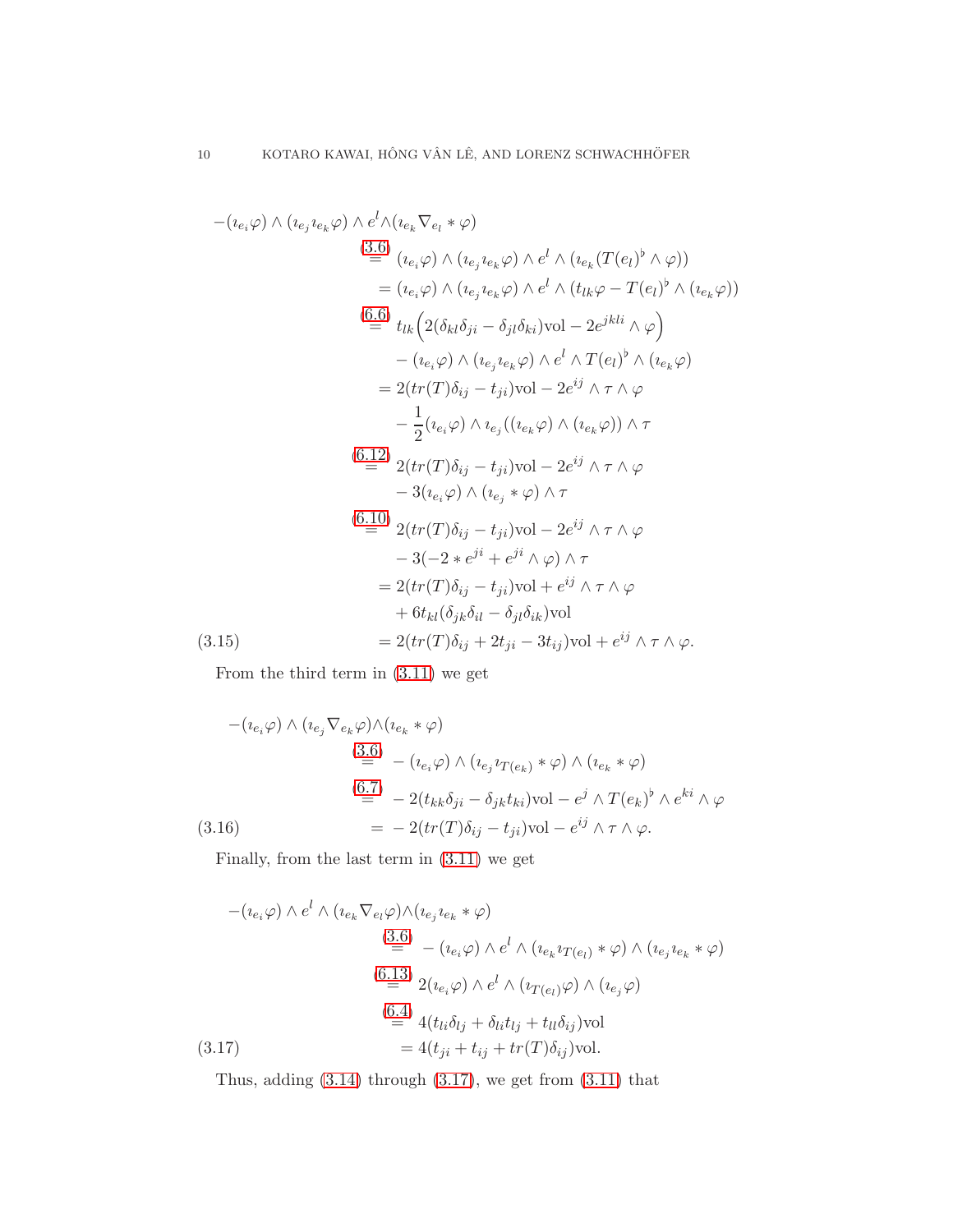$$
\begin{aligned}
-(\imath_{e_i}\varphi) \wedge (\imath_{e_j}\imath_{e_k}\varphi) \wedge e^l \wedge (\imath_{e_k}\nabla_{e_l} * \varphi)
&\overset{(3.6)}{=} (\imath_{e_i}\varphi) \wedge (\imath_{e_j}\imath_{e_k}\varphi) \wedge e^l \wedge (\imath_{e_k}(T(e_l)^\flat \wedge \varphi)) \\
&= (\imath_{e_i}\varphi) \wedge (\imath_{e_j}\imath_{e_k}\varphi) \wedge e^l \wedge (t_{lk}\varphi - T(e_l)^\flat \wedge (\imath_{e_k}\varphi)) \\
&\overset{(6.6)}{=} t_{lk}\Big(2(\delta_{kl}\delta_{ji} - \delta_{jl}\delta_{ki})\mathrm{vol} - 2e^{jkli} \wedge \varphi\Big) \\
&\quad - (\imath_{e_i}\varphi) \wedge (\imath_{e_j}\imath_{e_k}\varphi) \wedge e^l \wedge T(e_l)^\flat \wedge (\imath_{e_k}\varphi) \\
&= 2(tr(T)\delta_{ij} - t_{ji})\mathrm{vol} - 2e^{ij} \wedge \tau \wedge \varphi \\
&\quad - \frac{1}{2}(\imath_{e_i}\varphi) \wedge \imath_{e_j}((\imath_{e_k}\varphi) \wedge (\imath_{e_k}\varphi)) \wedge \tau \\
&\overset{(6.12)}{=} 2(tr(T)\delta_{ij} - t_{ji})\mathrm{vol} - 2e^{ij} \wedge \tau \wedge \varphi \\
&\quad - 3(\imath_{e_i}\varphi) \wedge (\imath_{e_j} * \varphi) \wedge \tau \\
&\overset{(6.10)}{=} 2(tr(T)\delta_{ij} - t_{ji})\mathrm{vol} - 2e^{ij} \wedge \tau \wedge \varphi \\
&\quad - 3(-2 * e^{ji} + e^{ji} \wedge \varphi) \wedge \tau \\
&= 2(tr(T)\delta_{ij} - t_{ji})\mathrm{vol} + e^{ij} \wedge \tau \wedge \varphi \\
&\quad + 6t_{kl}(\delta_{jk}\delta_{il} - \delta_{jl}\delta_{ik})\mathrm{vol} \\
&= 2(tr(T)\delta_{ij} + 2t_{ji} - 3t_{ij})\mathrm{vol} + e^{ij} \wedge \tau \wedge \varphi. 
\end{aligned} \tag{3.15}
$$

From the third term in (3.11) we get

$$
\begin{aligned}
-(\imath_{e_i}\varphi) \wedge (\imath_{e_j}\nabla_{e_k}\varphi) \wedge (\imath_{e_k} * \varphi)
&\overset{(3.6)}{=} -(\imath_{e_i}\varphi) \wedge (\imath_{e_j}\imath_{T(e_k)} * \varphi) \wedge (\imath_{e_k} * \varphi) \\
&\overset{(6.7)}{=} -2(t_{kk}\delta_{ji} - \delta_{jk}t_{ki})\mathrm{vol} - e^j \wedge T(e_k)^\flat \wedge e^{ki} \wedge \varphi \\
&= -2(tr(T)\delta_{ij} - t_{ji})\mathrm{vol} - e^{ij} \wedge \tau \wedge \varphi.
\end{aligned} \tag{3.16}
$$

Finally, from the last term in (3.11) we get

$$
\begin{aligned}
-(\imath_{e_i}\varphi) \wedge e^l \wedge (\imath_{e_k}\nabla_{e_l}\varphi) \wedge (\imath_{e_j}\imath_{e_k} * \varphi)
&\overset{(3.6)}{=} -(\imath_{e_i}\varphi) \wedge e^l \wedge (\imath_{e_k}\imath_{T(e_l)} * \varphi) \wedge (\imath_{e_j}\imath_{e_k} * \varphi) \\
&\overset{(6.13)}{=} 2(\imath_{e_i}\varphi) \wedge e^l \wedge (\imath_{T(e_l)}\varphi) \wedge (\imath_{e_j}\varphi) \\
&\overset{(6.4)}{=} 4(t_{li}\delta_{lj} + \delta_{li}t_{lj} + t_{ll}\delta_{ij})\mathrm{vol} \\
&= 4(t_{ji} + t_{ij} + tr(T)\delta_{ij})\mathrm{vol}.
\end{aligned} \tag{3.17}
$$

Thus, adding (3.14) through (3.17), we get from (3.11) that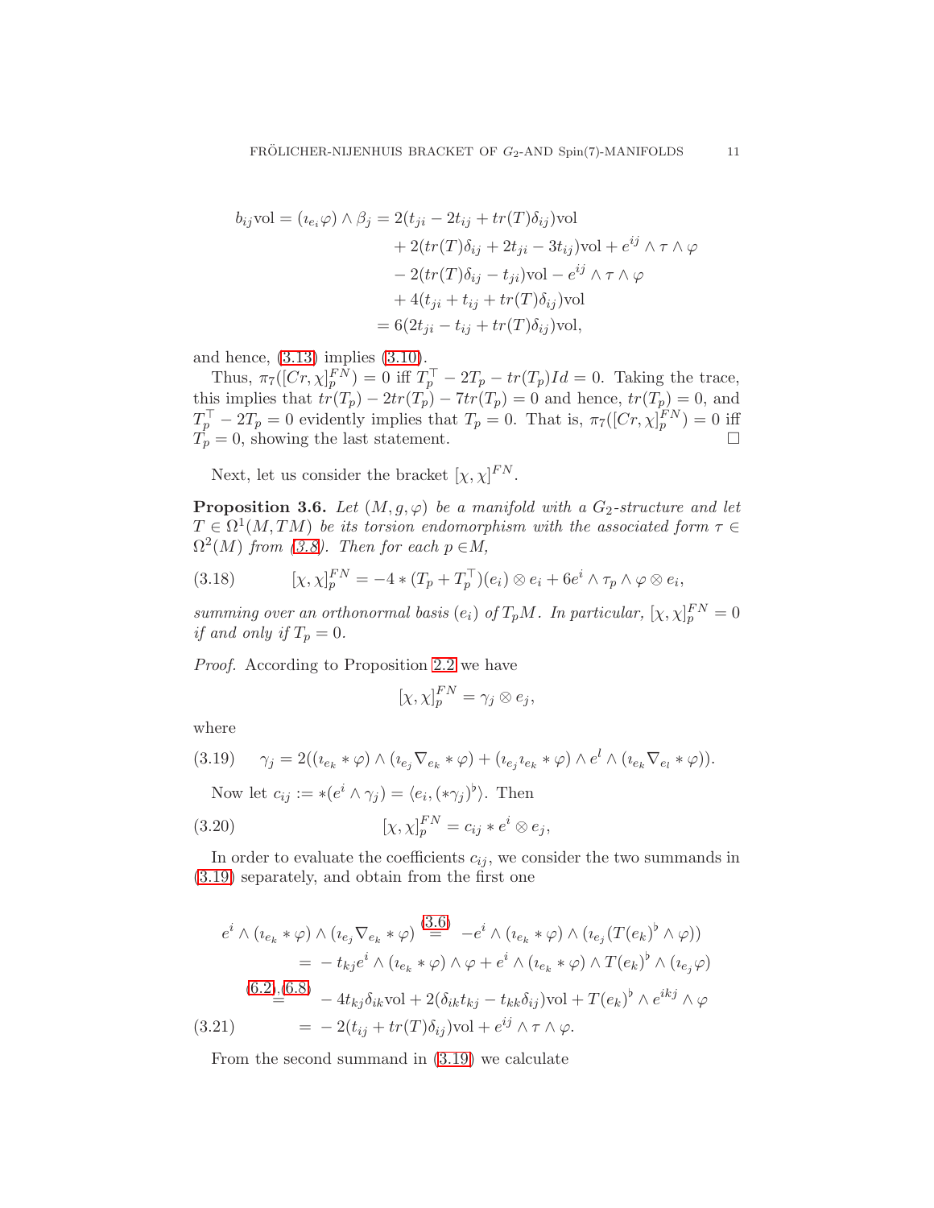$$
\begin{aligned}
b_{ij}\mathrm{vol} = (\imath_{e_i}\varphi)\wedge\beta_j = 2(&t_{ji} - 2t_{ij} + tr(T)\delta_{ij})\mathrm{vol}\\
&+ 2(tr(T)\delta_{ij} + 2t_{ji} - 3t_{ij})\mathrm{vol} + e^{ij}\wedge\tau\wedge\varphi\\
&- 2(tr(T)\delta_{ij} - t_{ji})\mathrm{vol} - e^{ij}\wedge\tau\wedge\varphi\\
&+ 4(t_{ji} + t_{ij} + tr(T)\delta_{ij})\mathrm{vol}\\
= 6(&2t_{ji} - t_{ij} + tr(T)\delta_{ij})\mathrm{vol},
\end{aligned}
$$

and hence, (3.13) implies (3.10).

Thus, $\pi_7([Cr,\chi]^{FN}_p) = 0$ iff $T_p^\top - 2T_p - tr(T_p)Id = 0$. Taking the trace, this implies that $tr(T_p) - 2tr(T_p) - 7tr(T_p) = 0$ and hence, $tr(T_p) = 0$, and $T_p^\top - 2T_p = 0$ evidently implies that $T_p = 0$. That is, $\pi_7([Cr,\chi]^{FN}_p) = 0$ iff $T_p = 0$, showing the last statement. □

Next, let us consider the bracket $[\chi,\chi]^{FN}$.

**Proposition 3.6.** *Let $(M,g,\varphi)$ be a manifold with a $G_2$-structure and let $T\in\Omega^1(M,TM)$ be its torsion endomorphism with the associated form $\tau\in\Omega^2(M)$ from (3.8). Then for each $p\in M$,*

$$
[\chi,\chi]^{FN}_p = -4*(T_p + T_p^\top)(e_i)\otimes e_i + 6e^i\wedge\tau_p\wedge\varphi\otimes e_i, \tag{3.18}
$$

*summing over an orthonormal basis $(e_i)$ of $T_pM$. In particular, $[\chi,\chi]^{FN}_p = 0$ if and only if $T_p = 0$.*

*Proof.* According to Proposition 2.2 we have

$$
[\chi,\chi]^{FN}_p = \gamma_j\otimes e_j,
$$

where

$$
\gamma_j = 2((\imath_{e_k}*\varphi)\wedge(\imath_{e_j}\nabla_{e_k}*\varphi) + (\imath_{e_j}\imath_{e_k}*\varphi)\wedge e^l\wedge(\imath_{e_k}\nabla_{e_l}*\varphi)). \tag{3.19}
$$

Now let $c_{ij} := *(e^i\wedge\gamma_j) = \langle e_i, (*\gamma_j)^\flat\rangle$. Then

$$
[\chi,\chi]^{FN}_p = c_{ij}*e^i\otimes e_j, \tag{3.20}
$$

In order to evaluate the coefficients $c_{ij}$, we consider the two summands in (3.19) separately, and obtain from the first one

$$
\begin{aligned}
e^i\wedge(\imath_{e_k}*\varphi)\wedge(\imath_{e_j}\nabla_{e_k}*\varphi) &\overset{(3.6)}{=} -e^i\wedge(\imath_{e_k}*\varphi)\wedge(\imath_{e_j}(T(e_k)^\flat\wedge\varphi))\\
&= -t_{kj}e^i\wedge(\imath_{e_k}*\varphi)\wedge\varphi + e^i\wedge(\imath_{e_k}*\varphi)\wedge T(e_k)^\flat\wedge(\imath_{e_j}\varphi)\\
&\overset{(6.2),(6.8)}{=} -4t_{kj}\delta_{ik}\mathrm{vol} + 2(\delta_{ik}t_{kj} - t_{kk}\delta_{ij})\mathrm{vol} + T(e_k)^\flat\wedge e^{ikj}\wedge\varphi\\
&= -2(t_{ij} + tr(T)\delta_{ij})\mathrm{vol} + e^{ij}\wedge\tau\wedge\varphi.
\end{aligned} \tag{3.21}
$$

From the second summand in (3.19) we calculate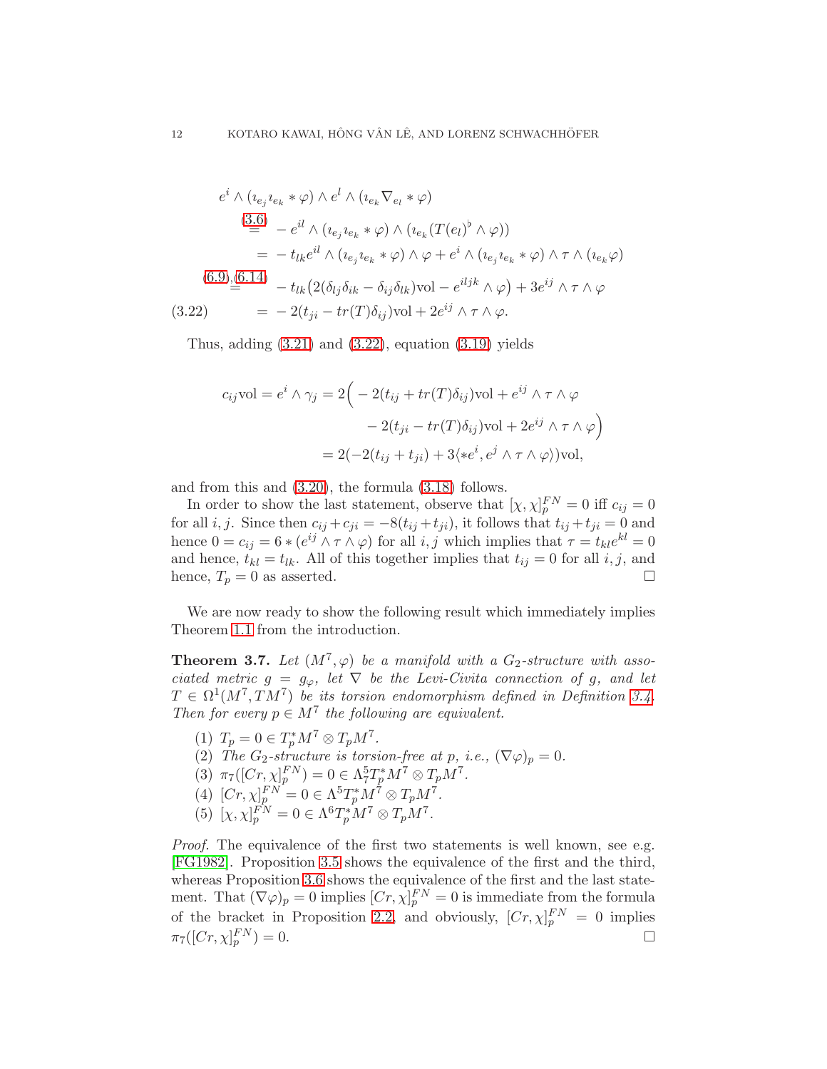$$
\begin{aligned}
& e^i \wedge (\imath_{e_j}\imath_{e_k} * \varphi) \wedge e^l \wedge (\imath_{e_k} \nabla_{e_l} * \varphi) \\
& \overset{(3.6)}{=} \; - e^{il} \wedge (\imath_{e_j}\imath_{e_k} * \varphi) \wedge (\imath_{e_k}(T(e_l)^\flat \wedge \varphi)) \\
& = \; - t_{lk} e^{il} \wedge (\imath_{e_j}\imath_{e_k} * \varphi) \wedge \varphi + e^i \wedge (\imath_{e_j}\imath_{e_k} * \varphi) \wedge \tau \wedge (\imath_{e_k}\varphi) \\
& \overset{(6.9),(6.14)}{=} \; - t_{lk}\big(2(\delta_{lj}\delta_{ik} - \delta_{ij}\delta_{lk})\mathrm{vol} - e^{iljk} \wedge \varphi\big) + 3e^{ij} \wedge \tau \wedge \varphi \\
& = \; - 2(t_{ji} - tr(T)\delta_{ij})\mathrm{vol} + 2e^{ij} \wedge \tau \wedge \varphi. \qquad (3.22)
\end{aligned}
$$

Thus, adding (3.21) and (3.22), equation (3.19) yields

$$
\begin{aligned}
c_{ij}\mathrm{vol} = e^i \wedge \gamma_j &= 2\Big( - 2(t_{ij} + tr(T)\delta_{ij})\mathrm{vol} + e^{ij} \wedge \tau \wedge \varphi \\
&\qquad - 2(t_{ji} - tr(T)\delta_{ij})\mathrm{vol} + 2e^{ij} \wedge \tau \wedge \varphi\Big) \\
&= 2(-2(t_{ij} + t_{ji}) + 3\langle *e^i, e^j \wedge \tau \wedge \varphi\rangle)\mathrm{vol},
\end{aligned}
$$

and from this and (3.20), the formula (3.18) follows.

In order to show the last statement, observe that $[\chi, \chi]^{FN}_p = 0$ iff $c_{ij} = 0$ for all $i, j$. Since then $c_{ij} + c_{ji} = -8(t_{ij} + t_{ji})$, it follows that $t_{ij} + t_{ji} = 0$ and hence $0 = c_{ij} = 6 * (e^{ij} \wedge \tau \wedge \varphi)$ for all $i, j$ which implies that $\tau = t_{kl}e^{kl} = 0$ and hence, $t_{kl} = t_{lk}$. All of this together implies that $t_{ij} = 0$ for all $i, j$, and hence, $T_p = 0$ as asserted. □

We are now ready to show the following result which immediately implies Theorem 1.1 from the introduction.

**Theorem 3.7.** *Let $(M^7, \varphi)$ be a manifold with a $G_2$-structure with associated metric $g = g_\varphi$, let $\nabla$ be the Levi-Civita connection of $g$, and let $T \in \Omega^1(M^7, TM^7)$ be its torsion endomorphism defined in Definition 3.4. Then for every $p \in M^7$ the following are equivalent.*

1. *$T_p = 0 \in T_p^*M^7 \otimes T_pM^7$.*
2. *The $G_2$-structure is torsion-free at $p$, i.e., $(\nabla\varphi)_p = 0$.*
3. *$\pi_7([Cr, \chi]^{FN}_p) = 0 \in \Lambda^5_7 T_p^*M^7 \otimes T_pM^7$.*
4. *$[Cr, \chi]^{FN}_p = 0 \in \Lambda^5 T_p^*M^7 \otimes T_pM^7$.*
5. *$[\chi, \chi]^{FN}_p = 0 \in \Lambda^6 T_p^*M^7 \otimes T_pM^7$.*

*Proof.* The equivalence of the first two statements is well known, see e.g. [FG1982]. Proposition 3.5 shows the equivalence of the first and the third, whereas Proposition 3.6 shows the equivalence of the first and the last statement. That $(\nabla\varphi)_p = 0$ implies $[Cr, \chi]^{FN}_p = 0$ is immediate from the formula of the bracket in Proposition 2.2, and obviously, $[Cr, \chi]^{FN}_p = 0$ implies $\pi_7([Cr, \chi]^{FN}_p) = 0$. □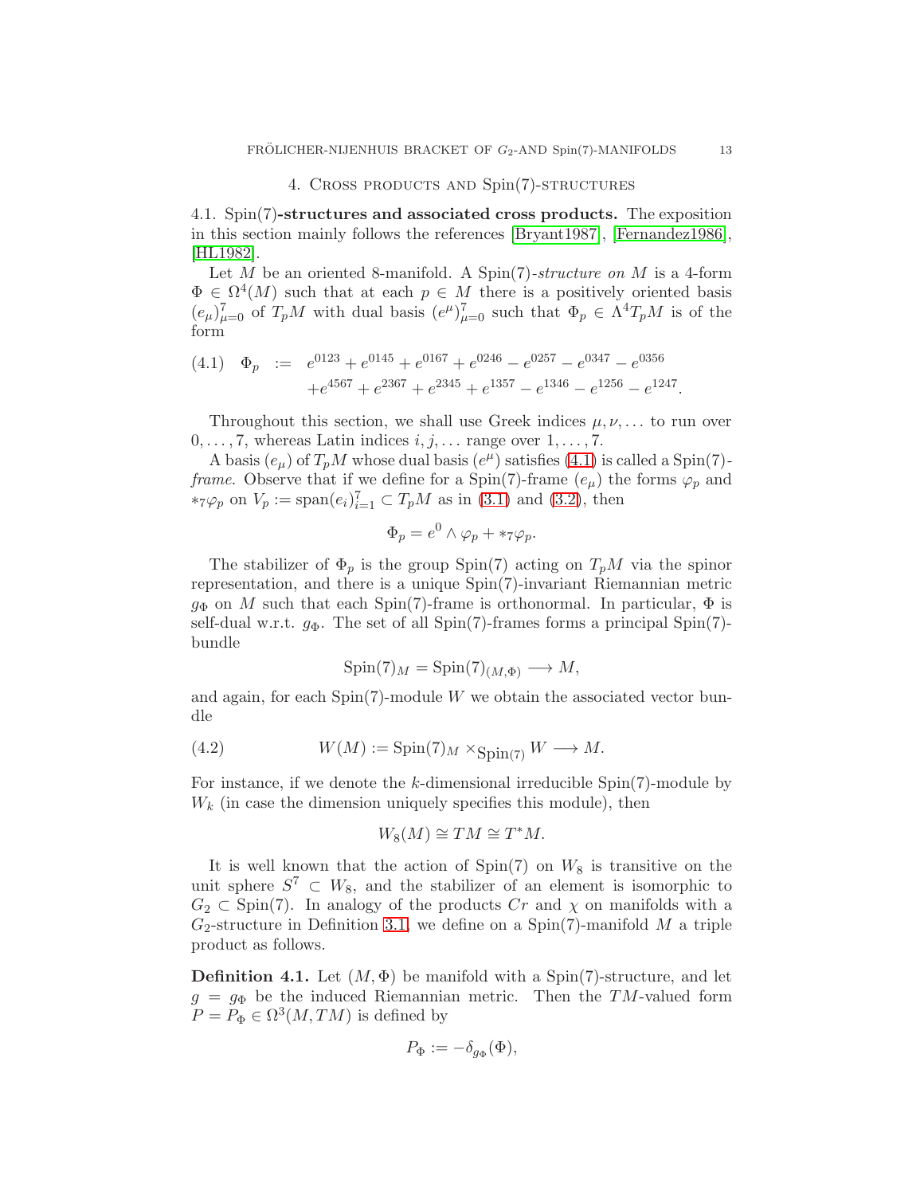## 4. Cross products and Spin(7)-structures

### 4.1. Spin(7)-structures and associated cross products.

The exposition in this section mainly follows the references [Bryant1987], [Fernandez1986], [HL1982].

Let $M$ be an oriented 8-manifold. A Spin(7)-*structure on* $M$ is a 4-form $\Phi \in \Omega^4(M)$ such that at each $p \in M$ there is a positively oriented basis $(e_\mu)_{\mu=0}^7$ of $T_pM$ with dual basis $(e^\mu)_{\mu=0}^7$ such that $\Phi_p \in \Lambda^4 T_pM$ is of the form

$$
\begin{aligned}
(4.1)\quad \Phi_p \;:=\; & e^{0123} + e^{0145} + e^{0167} + e^{0246} - e^{0257} - e^{0347} - e^{0356} \\
& + e^{4567} + e^{2367} + e^{2345} + e^{1357} - e^{1346} - e^{1256} - e^{1247}.
\end{aligned}
$$

Throughout this section, we shall use Greek indices $\mu, \nu, \ldots$ to run over $0, \ldots, 7$, whereas Latin indices $i, j, \ldots$ range over $1, \ldots, 7$.

A basis $(e_\mu)$ of $T_pM$ whose dual basis $(e^\mu)$ satisfies (4.1) is called a Spin(7)-*frame*. Observe that if we define for a Spin(7)-frame $(e_\mu)$ the forms $\varphi_p$ and $*_7\varphi_p$ on $V_p := \mathrm{span}(e_i)_{i=1}^7 \subset T_pM$ as in (3.1) and (3.2), then

$$
\Phi_p = e^0 \wedge \varphi_p + *_7\varphi_p.
$$

The stabilizer of $\Phi_p$ is the group Spin(7) acting on $T_pM$ via the spinor representation, and there is a unique Spin(7)-invariant Riemannian metric $g_\Phi$ on $M$ such that each Spin(7)-frame is orthonormal. In particular, $\Phi$ is self-dual w.r.t. $g_\Phi$. The set of all Spin(7)-frames forms a principal Spin(7)-bundle

$$
\mathrm{Spin}(7)_M = \mathrm{Spin}(7)_{(M,\Phi)} \longrightarrow M,
$$

and again, for each Spin(7)-module $W$ we obtain the associated vector bundle

$$
(4.2)\qquad W(M) := \mathrm{Spin}(7)_M \times_{\mathrm{Spin}(7)} W \longrightarrow M.
$$

For instance, if we denote the $k$-dimensional irreducible Spin(7)-module by $W_k$ (in case the dimension uniquely specifies this module), then

$$
W_8(M) \cong TM \cong T^*M.
$$

It is well known that the action of Spin(7) on $W_8$ is transitive on the unit sphere $S^7 \subset W_8$, and the stabilizer of an element is isomorphic to $G_2 \subset \mathrm{Spin}(7)$. In analogy of the products $Cr$ and $\chi$ on manifolds with a $G_2$-structure in Definition 3.1, we define on a Spin(7)-manifold $M$ a triple product as follows.

**Definition 4.1.** Let $(M, \Phi)$ be manifold with a Spin(7)-structure, and let $g = g_\Phi$ be the induced Riemannian metric. Then the $TM$-valued form $P = P_\Phi \in \Omega^3(M, TM)$ is defined by

$$
P_\Phi := -\delta_{g_\Phi}(\Phi),
$$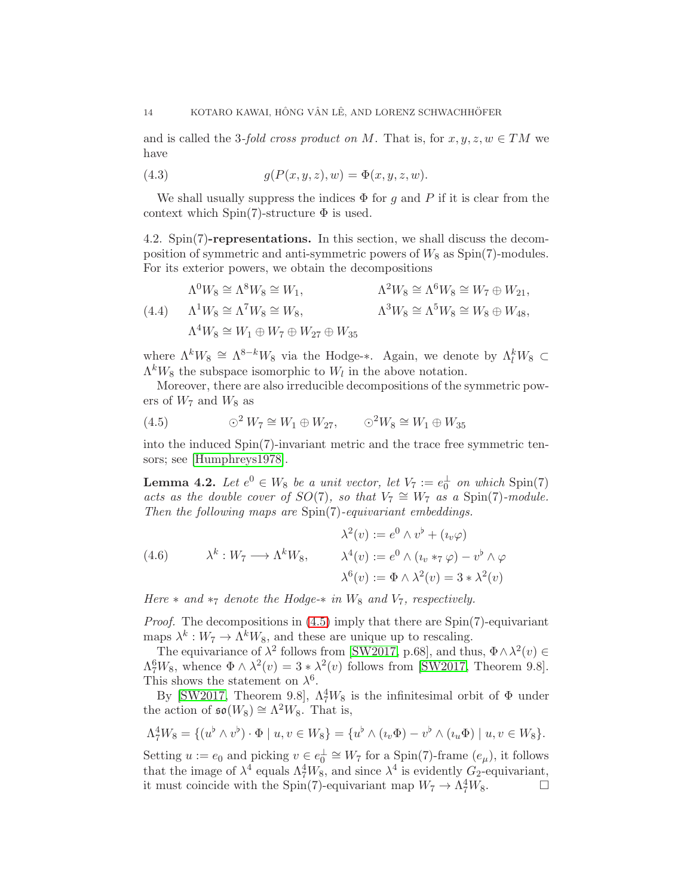and is called the 3*-fold cross product on* $M$. That is, for $x, y, z, w \in TM$ we have

$$g(P(x,y,z),w) = \Phi(x,y,z,w). \tag{4.3}$$

We shall usually suppress the indices $\Phi$ for $g$ and $P$ if it is clear from the context which Spin(7)-structure $\Phi$ is used.

4.2. **Spin(7)-representations.** In this section, we shall discuss the decomposition of symmetric and anti-symmetric powers of $W_8$ as Spin(7)-modules. For its exterior powers, we obtain the decompositions

$$\begin{aligned}
&\Lambda^0 W_8 \cong \Lambda^8 W_8 \cong W_1, && \Lambda^2 W_8 \cong \Lambda^6 W_8 \cong W_7 \oplus W_{21},\\
&\Lambda^1 W_8 \cong \Lambda^7 W_8 \cong W_8, && \Lambda^3 W_8 \cong \Lambda^5 W_8 \cong W_8 \oplus W_{48},\\
&\Lambda^4 W_8 \cong W_1 \oplus W_7 \oplus W_{27} \oplus W_{35}
\end{aligned} \tag{4.4}$$

where $\Lambda^k W_8 \cong \Lambda^{8-k} W_8$ via the Hodge-$*$. Again, we denote by $\Lambda^k_l W_8 \subset \Lambda^k W_8$ the subspace isomorphic to $W_l$ in the above notation.

Moreover, there are also irreducible decompositions of the symmetric powers of $W_7$ and $W_8$ as

$$\odot^2 W_7 \cong W_1 \oplus W_{27}, \qquad \odot^2 W_8 \cong W_1 \oplus W_{35} \tag{4.5}$$

into the induced Spin(7)-invariant metric and the trace free symmetric tensors; see [Humphreys1978].

**Lemma 4.2.** *Let $e^0 \in W_8$ be a unit vector, let $V_7 := e_0^\perp$ on which* Spin(7) *acts as the double cover of $SO(7)$, so that $V_7 \cong W_7$ as a* Spin(7)*-module. Then the following maps are* Spin(7)*-equivariant embeddings.*

$$\lambda^k : W_7 \longrightarrow \Lambda^k W_8, \qquad \begin{aligned}
\lambda^2(v) &:= e^0 \wedge v^\flat + (\imath_v \varphi)\\
\lambda^4(v) &:= e^0 \wedge (\imath_v *_7 \varphi) - v^\flat \wedge \varphi\\
\lambda^6(v) &:= \Phi \wedge \lambda^2(v) = 3 * \lambda^2(v)
\end{aligned} \tag{4.6}$$

*Here $*$ and $*_7$ denote the Hodge-$*$ in $W_8$ and $V_7$, respectively.*

*Proof.* The decompositions in (4.5) imply that there are Spin(7)-equivariant maps $\lambda^k : W_7 \to \Lambda^k W_8$, and these are unique up to rescaling.

The equivariance of $\lambda^2$ follows from [SW2017, p.68], and thus, $\Phi \wedge \lambda^2(v) \in \Lambda^6_7 W_8$, whence $\Phi \wedge \lambda^2(v) = 3 * \lambda^2(v)$ follows from [SW2017, Theorem 9.8]. This shows the statement on $\lambda^6$.

By [SW2017, Theorem 9.8], $\Lambda^4_7 W_8$ is the infinitesimal orbit of $\Phi$ under the action of $\mathfrak{so}(W_8) \cong \Lambda^2 W_8$. That is,

$$\Lambda^4_7 W_8 = \{(u^\flat \wedge v^\flat) \cdot \Phi \mid u, v \in W_8\} = \{u^\flat \wedge (\imath_v \Phi) - v^\flat \wedge (\imath_u \Phi) \mid u, v \in W_8\}.$$

Setting $u := e_0$ and picking $v \in e_0^\perp \cong W_7$ for a Spin(7)-frame $(e_\mu)$, it follows that the image of $\lambda^4$ equals $\Lambda^4_7 W_8$, and since $\lambda^4$ is evidently $G_2$-equivariant, it must coincide with the Spin(7)-equivariant map $W_7 \to \Lambda^4_7 W_8$. $\square$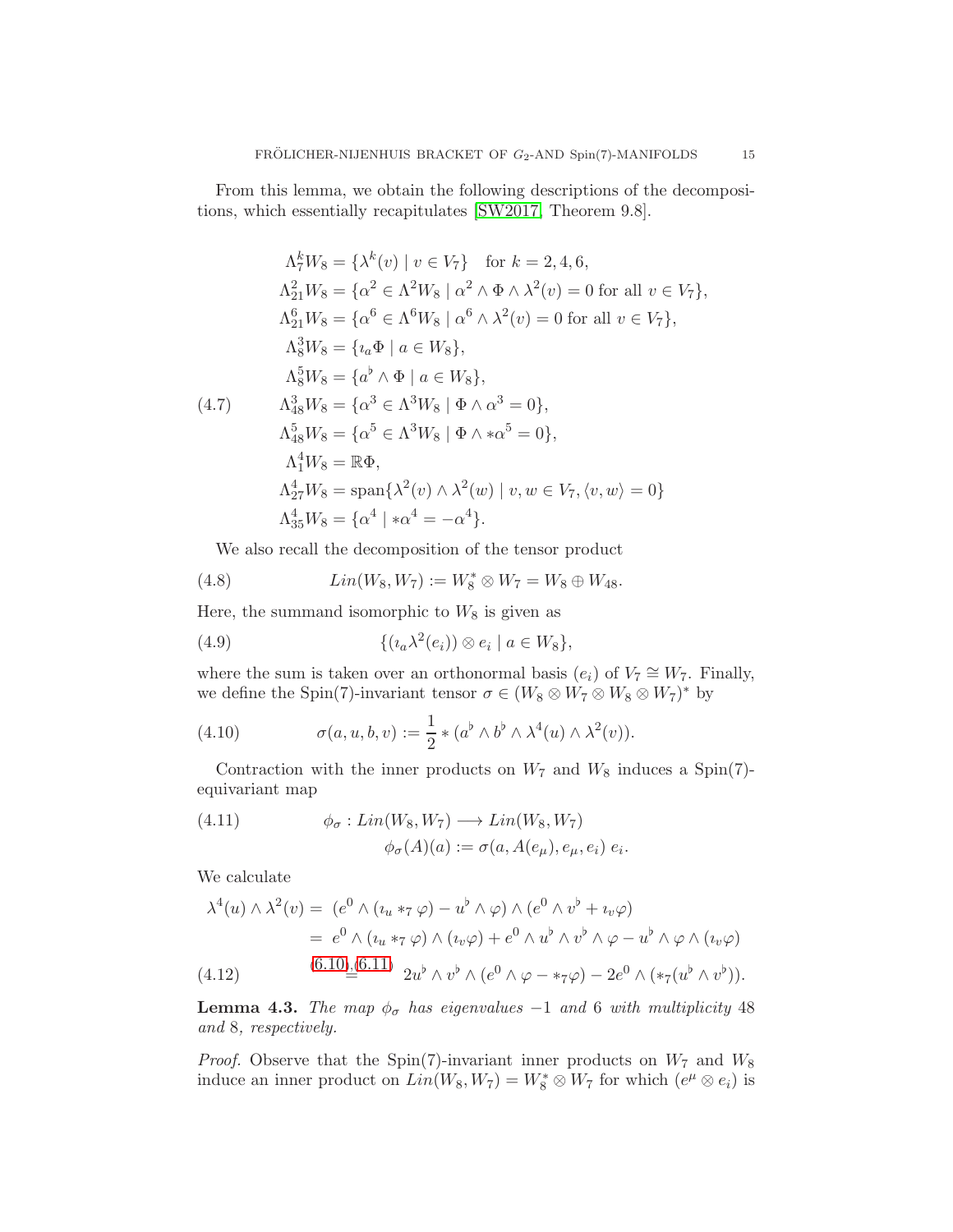From this lemma, we obtain the following descriptions of the decompositions, which essentially recapitulates [SW2017, Theorem 9.8].

$$
\begin{aligned}
\Lambda^k_7 W_8 &= \{\lambda^k(v) \mid v \in V_7\} \quad \text{for } k = 2, 4, 6,\\
\Lambda^2_{21} W_8 &= \{\alpha^2 \in \Lambda^2 W_8 \mid \alpha^2 \wedge \Phi \wedge \lambda^2(v) = 0 \text{ for all } v \in V_7\},\\
\Lambda^6_{21} W_8 &= \{\alpha^6 \in \Lambda^6 W_8 \mid \alpha^6 \wedge \lambda^2(v) = 0 \text{ for all } v \in V_7\},\\
\Lambda^3_8 W_8 &= \{\imath_a \Phi \mid a \in W_8\},\\
\Lambda^5_8 W_8 &= \{a^\flat \wedge \Phi \mid a \in W_8\},\\
\Lambda^3_{48} W_8 &= \{\alpha^3 \in \Lambda^3 W_8 \mid \Phi \wedge \alpha^3 = 0\},\\
\Lambda^5_{48} W_8 &= \{\alpha^5 \in \Lambda^3 W_8 \mid \Phi \wedge *\alpha^5 = 0\},\\
\Lambda^4_1 W_8 &= \mathbb{R}\Phi,\\
\Lambda^4_{27} W_8 &= \operatorname{span}\{\lambda^2(v) \wedge \lambda^2(w) \mid v, w \in V_7, \langle v, w\rangle = 0\}\\
\Lambda^4_{35} W_8 &= \{\alpha^4 \mid *\alpha^4 = -\alpha^4\}.
\end{aligned} \tag{4.7}
$$

We also recall the decomposition of the tensor product

$$
Lin(W_8, W_7) := W_8^* \otimes W_7 = W_8 \oplus W_{48}. \tag{4.8}
$$

Here, the summand isomorphic to $W_8$ is given as

$$
\{(\imath_a \lambda^2(e_i)) \otimes e_i \mid a \in W_8\}, \tag{4.9}
$$

where the sum is taken over an orthonormal basis $(e_i)$ of $V_7 \cong W_7$. Finally, we define the $\mathrm{Spin}(7)$-invariant tensor $\sigma \in (W_8 \otimes W_7 \otimes W_8 \otimes W_7)^*$ by

$$
\sigma(a, u, b, v) := \frac{1}{2} * (a^\flat \wedge b^\flat \wedge \lambda^4(u) \wedge \lambda^2(v)). \tag{4.10}
$$

Contraction with the inner products on $W_7$ and $W_8$ induces a $\mathrm{Spin}(7)$-equivariant map

$$
\begin{aligned}
\phi_\sigma : Lin(W_8, W_7) &\longrightarrow Lin(W_8, W_7)\\
\phi_\sigma(A)(a) &:= \sigma(a, A(e_\mu), e_\mu, e_i)\, e_i.
\end{aligned} \tag{4.11}
$$

We calculate

$$
\begin{aligned}
\lambda^4(u) \wedge \lambda^2(v) &= (e^0 \wedge (\imath_u *_7 \varphi) - u^\flat \wedge \varphi) \wedge (e^0 \wedge v^\flat + \imath_v \varphi)\\
&= e^0 \wedge (\imath_u *_7 \varphi) \wedge (\imath_v \varphi) + e^0 \wedge u^\flat \wedge v^\flat \wedge \varphi - u^\flat \wedge \varphi \wedge (\imath_v \varphi)\\
&\overset{(6.10),(6.11)}{=} 2u^\flat \wedge v^\flat \wedge (e^0 \wedge \varphi - *_7 \varphi) - 2e^0 \wedge (*_7(u^\flat \wedge v^\flat)).
\end{aligned} \tag{4.12}
$$

**Lemma 4.3.** *The map $\phi_\sigma$ has eigenvalues $-1$ and $6$ with multiplicity $48$ and $8$, respectively.*

*Proof.* Observe that the $\mathrm{Spin}(7)$-invariant inner products on $W_7$ and $W_8$ induce an inner product on $Lin(W_8, W_7) = W_8^* \otimes W_7$ for which $(e^\mu \otimes e_i)$ is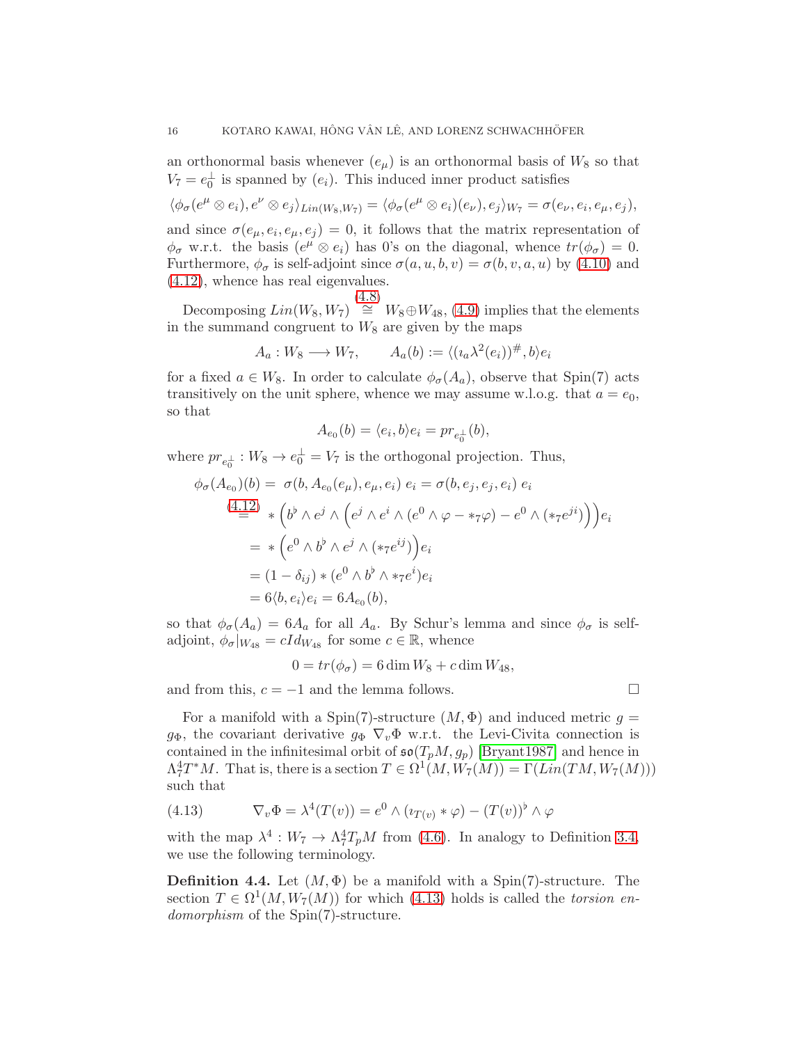an orthonormal basis whenever $(e_\mu)$ is an orthonormal basis of $W_8$ so that $V_7 = e_0^\perp$ is spanned by $(e_i)$. This induced inner product satisfies

$$\langle \phi_\sigma(e^\mu \otimes e_i), e^\nu \otimes e_j\rangle_{Lin(W_8,W_7)} = \langle \phi_\sigma(e^\mu \otimes e_i)(e_\nu), e_j\rangle_{W_7} = \sigma(e_\nu, e_i, e_\mu, e_j),$$

and since $\sigma(e_\mu, e_i, e_\mu, e_j) = 0$, it follows that the matrix representation of $\phi_\sigma$ w.r.t. the basis $(e^\mu \otimes e_i)$ has 0's on the diagonal, whence $tr(\phi_\sigma) = 0$. Furthermore, $\phi_\sigma$ is self-adjoint since $\sigma(a, u, b, v) = \sigma(b, v, a, u)$ by (4.10) and (4.12), whence has real eigenvalues.

Decomposing $Lin(W_8, W_7) \overset{(4.8)}{\cong} W_8 \oplus W_{48}$, (4.9) implies that the elements in the summand congruent to $W_8$ are given by the maps

$$A_a : W_8 \longrightarrow W_7, \qquad A_a(b) := \langle (\imath_a \lambda^2(e_i))^\#, b\rangle e_i$$

for a fixed $a \in W_8$. In order to calculate $\phi_\sigma(A_a)$, observe that Spin(7) acts transitively on the unit sphere, whence we may assume w.l.o.g. that $a = e_0$, so that

$$A_{e_0}(b) = \langle e_i, b\rangle e_i = pr_{e_0^\perp}(b),$$

where $pr_{e_0^\perp} : W_8 \to e_0^\perp = V_7$ is the orthogonal projection. Thus,

$$\begin{aligned}
\phi_\sigma(A_{e_0})(b) =\ & \sigma(b, A_{e_0}(e_\mu), e_\mu, e_i)\ e_i = \sigma(b, e_j, e_j, e_i)\ e_i \\
\overset{(4.12)}{=}\ & * \Big(b^\flat \wedge e^j \wedge \Big(e^j \wedge e^i \wedge (e^0 \wedge \varphi - *_7\varphi) - e^0 \wedge (*_7 e^{ji})\Big)\Big) e_i \\
=\ & * \Big(e^0 \wedge b^\flat \wedge e^j \wedge (*_7 e^{ij})\Big) e_i \\
=\ & (1 - \delta_{ij}) * (e^0 \wedge b^\flat \wedge *_7 e^i) e_i \\
=\ & 6\langle b, e_i\rangle e_i = 6A_{e_0}(b),
\end{aligned}$$

so that $\phi_\sigma(A_a) = 6A_a$ for all $A_a$. By Schur's lemma and since $\phi_\sigma$ is self-adjoint, $\phi_\sigma|_{W_{48}} = c Id_{W_{48}}$ for some $c \in \mathbb{R}$, whence

$$0 = tr(\phi_\sigma) = 6 \dim W_8 + c \dim W_{48},$$

and from this, $c = -1$ and the lemma follows. □

For a manifold with a Spin(7)-structure $(M, \Phi)$ and induced metric $g = g_\Phi$, the covariant derivative $g_\Phi\ \nabla_v \Phi$ w.r.t. the Levi-Civita connection is contained in the infinitesimal orbit of $\mathfrak{so}(T_pM, g_p)$ [Bryant1987] and hence in $\Lambda^4_7 T^*M$. That is, there is a section $T \in \Omega^1(M, W_7(M)) = \Gamma(Lin(TM, W_7(M)))$ such that

$$\nabla_v \Phi = \lambda^4(T(v)) = e^0 \wedge (\imath_{T(v)} * \varphi) - (T(v))^\flat \wedge \varphi \tag{4.13}$$

with the map $\lambda^4 : W_7 \to \Lambda^4_7 T_pM$ from (4.6). In analogy to Definition 3.4, we use the following terminology.

**Definition 4.4.** Let $(M, \Phi)$ be a manifold with a Spin(7)-structure. The section $T \in \Omega^1(M, W_7(M))$ for which (4.13) holds is called the *torsion endomorphism* of the Spin(7)-structure.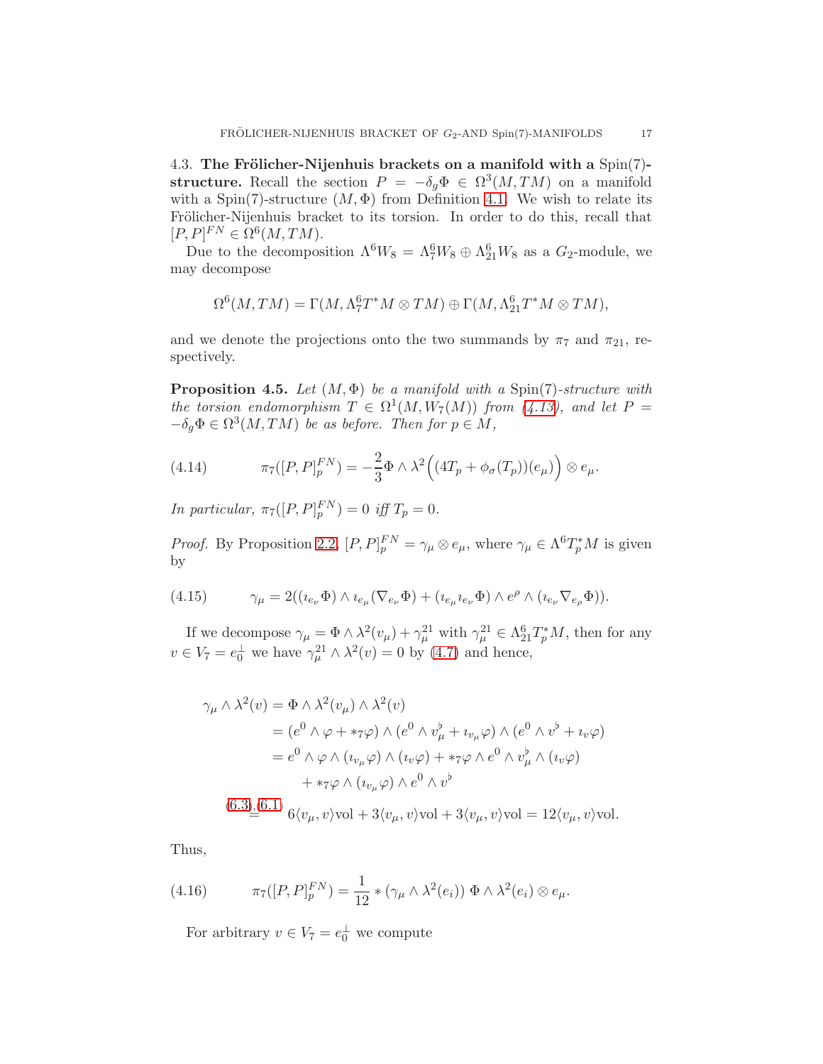4.3. **The Frölicher-Nijenhuis brackets on a manifold with a** $\mathrm{Spin}(7)$**-structure.** Recall the section $P = -\delta_g \Phi \in \Omega^3(M, TM)$ on a manifold with a $\mathrm{Spin}(7)$-structure $(M, \Phi)$ from Definition 4.1. We wish to relate its Frölicher-Nijenhuis bracket to its torsion. In order to do this, recall that $[P, P]^{FN} \in \Omega^6(M, TM)$.

Due to the decomposition $\Lambda^6 W_8 = \Lambda^6_7 W_8 \oplus \Lambda^6_{21} W_8$ as a $G_2$-module, we may decompose

$$\Omega^6(M, TM) = \Gamma(M, \Lambda^6_7 T^*M \otimes TM) \oplus \Gamma(M, \Lambda^6_{21} T^*M \otimes TM),$$

and we denote the projections onto the two summands by $\pi_7$ and $\pi_{21}$, respectively.

**Proposition 4.5.** *Let* $(M, \Phi)$ *be a manifold with a* $\mathrm{Spin}(7)$*-structure with the torsion endomorphism* $T \in \Omega^1(M, W_7(M))$ *from (4.13), and let* $P = -\delta_g \Phi \in \Omega^3(M, TM)$ *be as before. Then for* $p \in M$*,*

$$\pi_7([P, P]^{FN}_p) = -\frac{2}{3} \Phi \wedge \lambda^2 \Big( (4T_p + \phi_\sigma(T_p))(e_\mu) \Big) \otimes e_\mu. \tag{4.14}$$

*In particular,* $\pi_7([P, P]^{FN}_p) = 0$ *iff* $T_p = 0$*.*

*Proof.* By Proposition 2.2, $[P, P]^{FN}_p = \gamma_\mu \otimes e_\mu$, where $\gamma_\mu \in \Lambda^6 T^*_p M$ is given by

$$\gamma_\mu = 2((\imath_{e_\nu} \Phi) \wedge \imath_{e_\mu}(\nabla_{e_\nu} \Phi) + (\imath_{e_\mu} \imath_{e_\nu} \Phi) \wedge e^\rho \wedge (\imath_{e_\nu} \nabla_{e_\rho} \Phi)). \tag{4.15}$$

If we decompose $\gamma_\mu = \Phi \wedge \lambda^2(v_\mu) + \gamma^{21}_\mu$ with $\gamma^{21}_\mu \in \Lambda^6_{21} T^*_p M$, then for any $v \in V_7 = e_0^\perp$ we have $\gamma^{21}_\mu \wedge \lambda^2(v) = 0$ by (4.7) and hence,

$$\begin{aligned}
\gamma_\mu \wedge \lambda^2(v) &= \Phi \wedge \lambda^2(v_\mu) \wedge \lambda^2(v) \\
&= (e^0 \wedge \varphi + *_7\varphi) \wedge (e^0 \wedge v_\mu^\flat + \imath_{v_\mu}\varphi) \wedge (e^0 \wedge v^\flat + \imath_v \varphi) \\
&= e^0 \wedge \varphi \wedge (\imath_{v_\mu}\varphi) \wedge (\imath_v \varphi) + *_7\varphi \wedge e^0 \wedge v_\mu^\flat \wedge (\imath_v \varphi) \\
&\qquad + *_7\varphi \wedge (\imath_{v_\mu}\varphi) \wedge e^0 \wedge v^\flat \\
&\overset{(6.3),(6.1)}{=} 6\langle v_\mu, v\rangle \mathrm{vol} + 3\langle v_\mu, v\rangle \mathrm{vol} + 3\langle v_\mu, v\rangle \mathrm{vol} = 12\langle v_\mu, v\rangle \mathrm{vol}.
\end{aligned}$$

Thus,

$$\pi_7([P, P]^{FN}_p) = \frac{1}{12} * (\gamma_\mu \wedge \lambda^2(e_i))\ \Phi \wedge \lambda^2(e_i) \otimes e_\mu. \tag{4.16}$$

For arbitrary $v \in V_7 = e_0^\perp$ we compute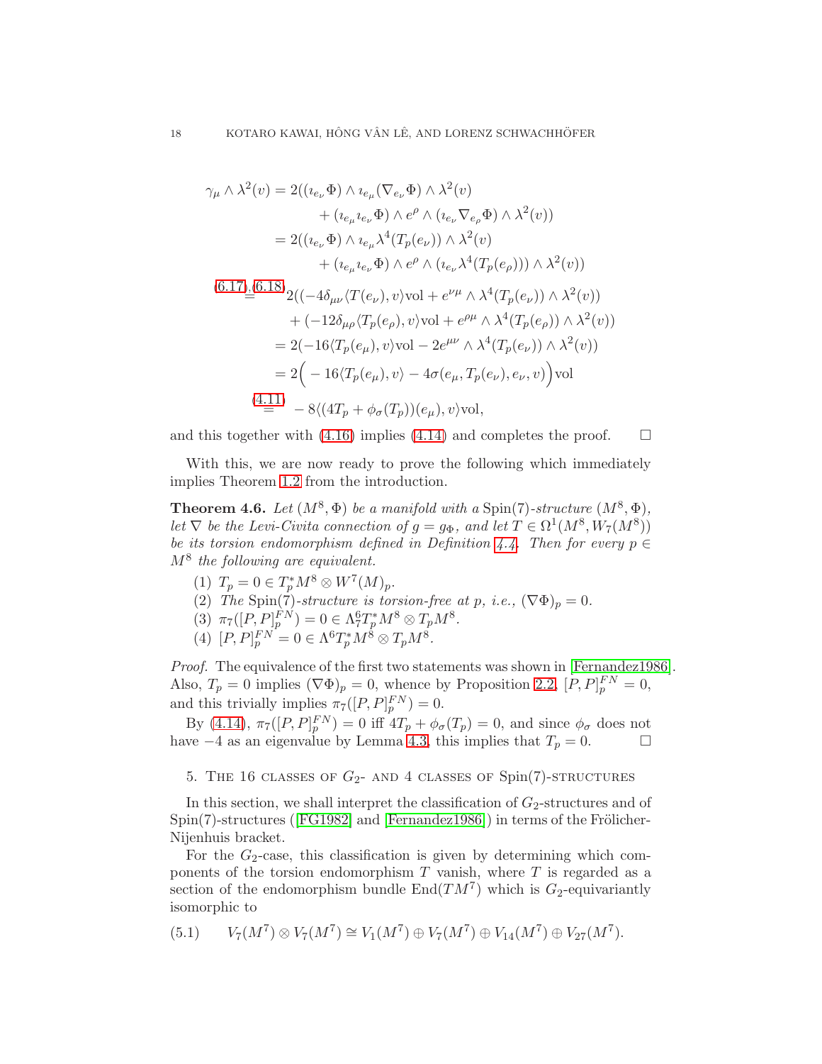$$
\begin{aligned}
\gamma_\mu \wedge \lambda^2(v) &= 2((\imath_{e_\nu}\Phi) \wedge \imath_{e_\mu}(\nabla_{e_\nu}\Phi) \wedge \lambda^2(v) \\
&\qquad + (\imath_{e_\mu}\imath_{e_\nu}\Phi) \wedge e^\rho \wedge (\imath_{e_\nu}\nabla_{e_\rho}\Phi) \wedge \lambda^2(v)) \\
&= 2((\imath_{e_\nu}\Phi) \wedge \imath_{e_\mu}\lambda^4(T_p(e_\nu)) \wedge \lambda^2(v) \\
&\qquad + (\imath_{e_\mu}\imath_{e_\nu}\Phi) \wedge e^\rho \wedge (\imath_{e_\nu}\lambda^4(T_p(e_\rho))) \wedge \lambda^2(v)) \\
&\overset{(6.17),(6.18)}{=} 2((-4\delta_{\mu\nu}\langle T(e_\nu), v\rangle \mathrm{vol} + e^{\nu\mu} \wedge \lambda^4(T_p(e_\nu)) \wedge \lambda^2(v)) \\
&\qquad + (-12\delta_{\mu\rho}\langle T_p(e_\rho), v\rangle \mathrm{vol} + e^{\rho\mu} \wedge \lambda^4(T_p(e_\rho)) \wedge \lambda^2(v)) \\
&= 2(-16\langle T_p(e_\mu), v\rangle \mathrm{vol} - 2e^{\mu\nu} \wedge \lambda^4(T_p(e_\nu)) \wedge \lambda^2(v)) \\
&= 2\Big(-16\langle T_p(e_\mu), v\rangle - 4\sigma(e_\mu, T_p(e_\nu), e_\nu, v)\Big)\mathrm{vol} \\
&\overset{(4.11)}{=} -8\langle (4T_p + \phi_\sigma(T_p))(e_\mu), v\rangle \mathrm{vol},
\end{aligned}
$$

and this together with (4.16) implies (4.14) and completes the proof. $\square$

With this, we are now ready to prove the following which immediately implies Theorem 1.2 from the introduction.

**Theorem 4.6.** *Let $(M^8, \Phi)$ be a manifold with a $\mathrm{Spin}(7)$-structure $(M^8, \Phi)$, let $\nabla$ be the Levi-Civita connection of $g = g_\Phi$, and let $T \in \Omega^1(M^8, W_7(M^8))$ be its torsion endomorphism defined in Definition 4.4. Then for every $p \in M^8$ the following are equivalent.*

1. *$T_p = 0 \in T_p^*M^8 \otimes W^7(M)_p$.*
2. *The $\mathrm{Spin}(7)$-structure is torsion-free at $p$, i.e., $(\nabla\Phi)_p = 0$.*
3. *$\pi_7([P, P]_p^{FN}) = 0 \in \Lambda_7^6 T_p^*M^8 \otimes T_pM^8$.*
4. *$[P, P]_p^{FN} = 0 \in \Lambda^6 T_p^*M^8 \otimes T_pM^8$.*

*Proof.* The equivalence of the first two statements was shown in [Fernandez1986]. Also, $T_p = 0$ implies $(\nabla\Phi)_p = 0$, whence by Proposition 2.2, $[P, P]_p^{FN} = 0$, and this trivially implies $\pi_7([P, P]_p^{FN}) = 0$.

By (4.14), $\pi_7([P, P]_p^{FN}) = 0$ iff $4T_p + \phi_\sigma(T_p) = 0$, and since $\phi_\sigma$ does not have $-4$ as an eigenvalue by Lemma 4.3, this implies that $T_p = 0$. $\square$

## 5. The 16 classes of $G_2$- and 4 classes of $\mathrm{Spin}(7)$-structures

In this section, we shall interpret the classification of $G_2$-structures and of $\mathrm{Spin}(7)$-structures ([FG1982] and [Fernandez1986]) in terms of the Frölicher-Nijenhuis bracket.

For the $G_2$-case, this classification is given by determining which components of the torsion endomorphism $T$ vanish, where $T$ is regarded as a section of the endomorphism bundle $\mathrm{End}(TM^7)$ which is $G_2$-equivariantly isomorphic to

$$
V_7(M^7) \otimes V_7(M^7) \cong V_1(M^7) \oplus V_7(M^7) \oplus V_{14}(M^7) \oplus V_{27}(M^7). \tag{5.1}
$$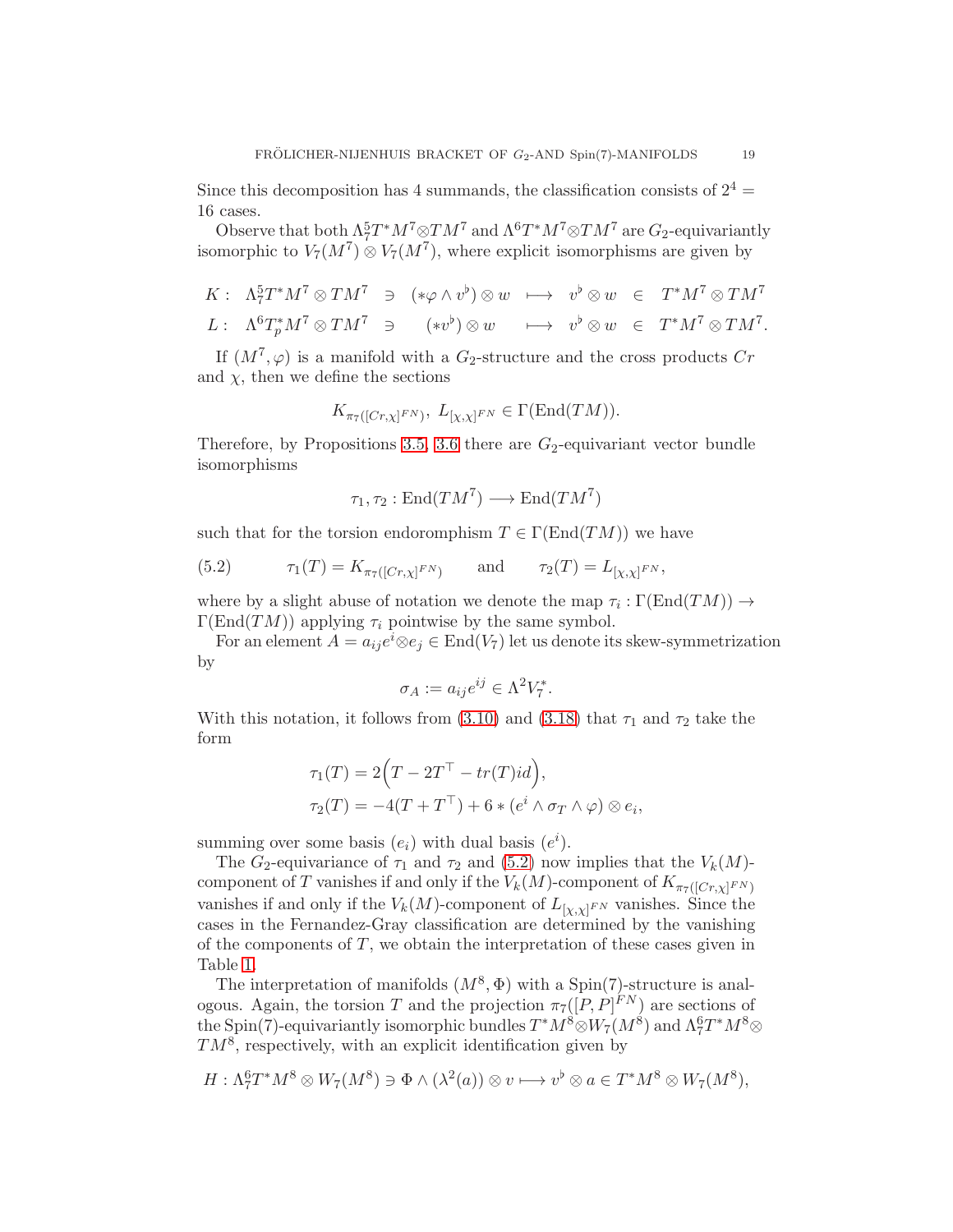Since this decomposition has 4 summands, the classification consists of $2^4 = 16$ cases.

Observe that both $\Lambda^5_7 T^*M^7 \otimes TM^7$ and $\Lambda^6 T^*M^7 \otimes TM^7$ are $G_2$-equivariantly isomorphic to $V_7(M^7) \otimes V_7(M^7)$, where explicit isomorphisms are given by

$$
\begin{array}{lcccccc}
K: & \Lambda^5_7 T^*M^7 \otimes TM^7 & \ni & (*\varphi \wedge v^\flat) \otimes w & \longmapsto & v^\flat \otimes w & \in & T^*M^7 \otimes TM^7 \\
L: & \Lambda^6 T^*_p M^7 \otimes TM^7 & \ni & (*v^\flat) \otimes w & \longmapsto & v^\flat \otimes w & \in & T^*M^7 \otimes TM^7.
\end{array}
$$

If $(M^7, \varphi)$ is a manifold with a $G_2$-structure and the cross products $Cr$ and $\chi$, then we define the sections

$$K_{\pi_7([Cr,\chi]^{FN})},\ L_{[\chi,\chi]^{FN}} \in \Gamma(\mathrm{End}(TM)).$$

Therefore, by Propositions 3.5, 3.6 there are $G_2$-equivariant vector bundle isomorphisms

$$\tau_1, \tau_2 : \mathrm{End}(TM^7) \longrightarrow \mathrm{End}(TM^7)$$

such that for the torsion endoromphism $T \in \Gamma(\mathrm{End}(TM))$ we have

$$\tau_1(T) = K_{\pi_7([Cr,\chi]^{FN})} \qquad \text{and} \qquad \tau_2(T) = L_{[\chi,\chi]^{FN}}, \tag{5.2}$$

where by a slight abuse of notation we denote the map $\tau_i : \Gamma(\mathrm{End}(TM)) \to \Gamma(\mathrm{End}(TM))$ applying $\tau_i$ pointwise by the same symbol.

For an element $A = a_{ij} e^i \otimes e_j \in \mathrm{End}(V_7)$ let us denote its skew-symmetrization by

$$\sigma_A := a_{ij} e^{ij} \in \Lambda^2 V_7^*.$$

With this notation, it follows from (3.10) and (3.18) that $\tau_1$ and $\tau_2$ take the form

$$
\begin{aligned}
\tau_1(T) &= 2\Big(T - 2T^\top - tr(T) id\Big), \\
\tau_2(T) &= -4(T + T^\top) + 6 * (e^i \wedge \sigma_T \wedge \varphi) \otimes e_i,
\end{aligned}
$$

summing over some basis $(e_i)$ with dual basis $(e^i)$.

The $G_2$-equivariance of $\tau_1$ and $\tau_2$ and (5.2) now implies that the $V_k(M)$-component of $T$ vanishes if and only if the $V_k(M)$-component of $K_{\pi_7([Cr,\chi]^{FN})}$ vanishes if and only if the $V_k(M)$-component of $L_{[\chi,\chi]^{FN}}$ vanishes. Since the cases in the Fernandez-Gray classification are determined by the vanishing of the components of $T$, we obtain the interpretation of these cases given in Table 1.

The interpretation of manifolds $(M^8, \Phi)$ with a $\mathrm{Spin}(7)$-structure is analogous. Again, the torsion $T$ and the projection $\pi_7([P,P]^{FN})$ are sections of the $\mathrm{Spin}(7)$-equivariantly isomorphic bundles $T^*M^8 \otimes W_7(M^8)$ and $\Lambda^6_7 T^*M^8 \otimes TM^8$, respectively, with an explicit identification given by

$$H : \Lambda^6_7 T^*M^8 \otimes W_7(M^8) \ni \Phi \wedge (\lambda^2(a)) \otimes v \longmapsto v^\flat \otimes a \in T^*M^8 \otimes W_7(M^8),$$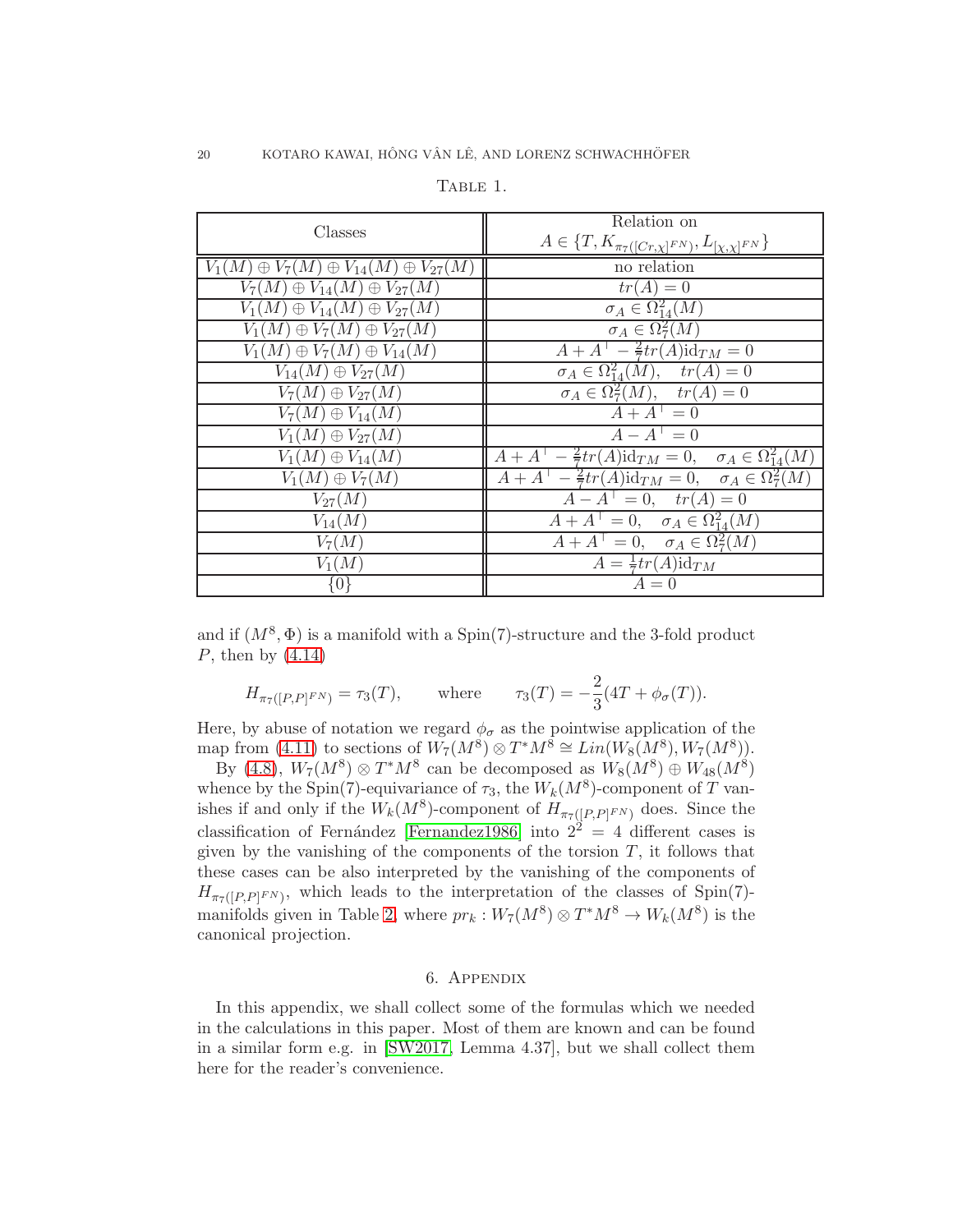Table 1.

| Classes | Relation on $A \in \{T, K_{\pi_7([Cr,\chi]^{FN})}, L_{[\chi,\chi]^{FN}}\}$ |
|---|---|
| $V_1(M) \oplus V_7(M) \oplus V_{14}(M) \oplus V_{27}(M)$ | no relation |
| $V_7(M) \oplus V_{14}(M) \oplus V_{27}(M)$ | $tr(A) = 0$ |
| $V_1(M) \oplus V_{14}(M) \oplus V_{27}(M)$ | $\sigma_A \in \Omega^2_{14}(M)$ |
| $V_1(M) \oplus V_7(M) \oplus V_{27}(M)$ | $\sigma_A \in \Omega^2_7(M)$ |
| $V_1(M) \oplus V_7(M) \oplus V_{14}(M)$ | $A + A^\top - \frac{2}{7}tr(A)\mathrm{id}_{TM} = 0$ |
| $V_{14}(M) \oplus V_{27}(M)$ | $\sigma_A \in \Omega^2_{14}(M), \quad tr(A) = 0$ |
| $V_7(M) \oplus V_{27}(M)$ | $\sigma_A \in \Omega^2_7(M), \quad tr(A) = 0$ |
| $V_7(M) \oplus V_{14}(M)$ | $A + A^\top = 0$ |
| $V_1(M) \oplus V_{27}(M)$ | $A - A^\top = 0$ |
| $V_1(M) \oplus V_{14}(M)$ | $A + A^\top - \frac{2}{7}tr(A)\mathrm{id}_{TM} = 0, \quad \sigma_A \in \Omega^2_{14}(M)$ |
| $V_1(M) \oplus V_7(M)$ | $A + A^\top - \frac{2}{7}tr(A)\mathrm{id}_{TM} = 0, \quad \sigma_A \in \Omega^2_7(M)$ |
| $V_{27}(M)$ | $A - A^\top = 0, \quad tr(A) = 0$ |
| $V_{14}(M)$ | $A + A^\top = 0, \quad \sigma_A \in \Omega^2_{14}(M)$ |
| $V_7(M)$ | $A + A^\top = 0, \quad \sigma_A \in \Omega^2_7(M)$ |
| $V_1(M)$ | $A = \frac{1}{7}tr(A)\mathrm{id}_{TM}$ |
| $\{0\}$ | $A = 0$ |

and if $(M^8, \Phi)$ is a manifold with a Spin(7)-structure and the 3-fold product $P$, then by (4.14)

$$H_{\pi_7([P,P]^{FN})} = \tau_3(T), \qquad \text{where} \qquad \tau_3(T) = -\frac{2}{3}(4T + \phi_\sigma(T)).$$

Here, by abuse of notation we regard $\phi_\sigma$ as the pointwise application of the map from (4.11) to sections of $W_7(M^8) \otimes T^*M^8 \cong Lin(W_8(M^8), W_7(M^8))$.

By (4.8), $W_7(M^8) \otimes T^*M^8$ can be decomposed as $W_8(M^8) \oplus W_{48}(M^8)$ whence by the Spin(7)-equivariance of $\tau_3$, the $W_k(M^8)$-component of $T$ vanishes if and only if the $W_k(M^8)$-component of $H_{\pi_7([P,P]^{FN})}$ does. Since the classification of Fernández [Fernandez1986] into $2^2 = 4$ different cases is given by the vanishing of the components of the torsion $T$, it follows that these cases can be also interpreted by the vanishing of the components of $H_{\pi_7([P,P]^{FN})}$, which leads to the interpretation of the classes of Spin(7)-manifolds given in Table 2, where $pr_k : W_7(M^8) \otimes T^*M^8 \to W_k(M^8)$ is the canonical projection.

## 6. Appendix

In this appendix, we shall collect some of the formulas which we needed in the calculations in this paper. Most of them are known and can be found in a similar form e.g. in [SW2017, Lemma 4.37], but we shall collect them here for the reader's convenience.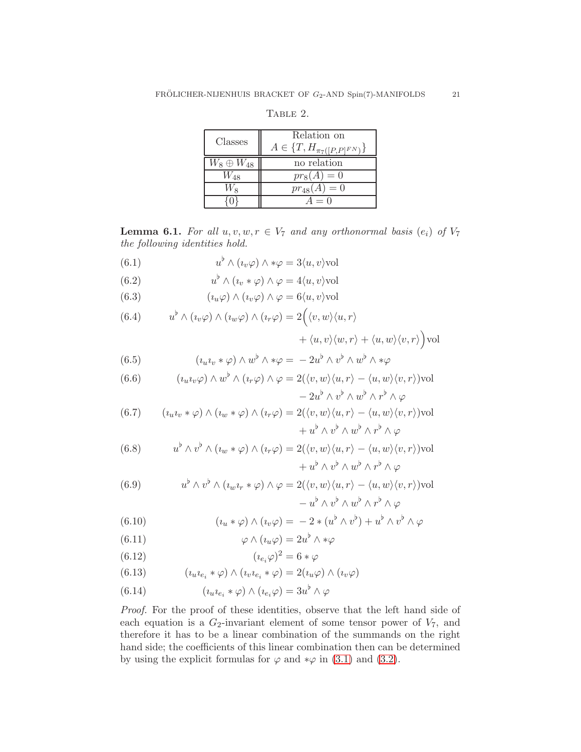Table 2.

| Classes | Relation on $A \in \{T, H_{\pi_7([P,P]^{FN})}\}$ |
|---|---|
| $W_8 \oplus W_{48}$ | no relation |
| $W_{48}$ | $pr_8(A) = 0$ |
| $W_8$ | $pr_{48}(A) = 0$ |
| $\{0\}$ | $A = 0$ |

**Lemma 6.1.** *For all $u, v, w, r \in V_7$ and any orthonormal basis $(e_i)$ of $V_7$ the following identities hold.*

$$u^\flat \wedge (\imath_v \varphi) \wedge *\varphi = 3\langle u, v\rangle \mathrm{vol} \tag{6.1}$$

$$u^\flat \wedge (\imath_v * \varphi) \wedge \varphi = 4\langle u, v\rangle \mathrm{vol} \tag{6.2}$$

$$(\imath_u \varphi) \wedge (\imath_v \varphi) \wedge \varphi = 6\langle u, v\rangle \mathrm{vol} \tag{6.3}$$

$$u^\flat \wedge (\imath_v \varphi) \wedge (\imath_w \varphi) \wedge (\imath_r \varphi) = 2\Big(\langle v, w\rangle\langle u, r\rangle + \langle u, v\rangle\langle w, r\rangle + \langle u, w\rangle\langle v, r\rangle\Big)\mathrm{vol} \tag{6.4}$$

$$(\imath_u \imath_v * \varphi) \wedge w^\flat \wedge *\varphi = -2u^\flat \wedge v^\flat \wedge w^\flat \wedge *\varphi \tag{6.5}$$

$$(\imath_u \imath_v \varphi) \wedge w^\flat \wedge (\imath_r \varphi) \wedge \varphi = 2(\langle v, w\rangle\langle u, r\rangle - \langle u, w\rangle\langle v, r\rangle)\mathrm{vol} - 2u^\flat \wedge v^\flat \wedge w^\flat \wedge r^\flat \wedge \varphi \tag{6.6}$$

$$(\imath_u \imath_v * \varphi) \wedge (\imath_w * \varphi) \wedge (\imath_r \varphi) = 2(\langle v, w\rangle\langle u, r\rangle - \langle u, w\rangle\langle v, r\rangle)\mathrm{vol} + u^\flat \wedge v^\flat \wedge w^\flat \wedge r^\flat \wedge \varphi \tag{6.7}$$

$$u^\flat \wedge v^\flat \wedge (\imath_w * \varphi) \wedge (\imath_r \varphi) = 2(\langle v, w\rangle\langle u, r\rangle - \langle u, w\rangle\langle v, r\rangle)\mathrm{vol} + u^\flat \wedge v^\flat \wedge w^\flat \wedge r^\flat \wedge \varphi \tag{6.8}$$

$$u^\flat \wedge v^\flat \wedge (\imath_w \imath_r * \varphi) \wedge \varphi = 2(\langle v, w\rangle\langle u, r\rangle - \langle u, w\rangle\langle v, r\rangle)\mathrm{vol} - u^\flat \wedge v^\flat \wedge w^\flat \wedge r^\flat \wedge \varphi \tag{6.9}$$

$$(\imath_u * \varphi) \wedge (\imath_v \varphi) = -2 * (u^\flat \wedge v^\flat) + u^\flat \wedge v^\flat \wedge \varphi \tag{6.10}$$

$$\varphi \wedge (\imath_u \varphi) = 2u^\flat \wedge *\varphi \tag{6.11}$$

$$(\imath_{e_i} \varphi)^2 = 6 * \varphi \tag{6.12}$$

$$(\imath_u \imath_{e_i} * \varphi) \wedge (\imath_v \imath_{e_i} * \varphi) = 2(\imath_u \varphi) \wedge (\imath_v \varphi) \tag{6.13}$$

$$(\imath_u \imath_{e_i} * \varphi) \wedge (\imath_{e_i} \varphi) = 3u^\flat \wedge \varphi \tag{6.14}$$

*Proof.* For the proof of these identities, observe that the left hand side of each equation is a $G_2$-invariant element of some tensor power of $V_7$, and therefore it has to be a linear combination of the summands on the right hand side; the coefficients of this linear combination then can be determined by using the explicit formulas for $\varphi$ and $*\varphi$ in (3.1) and (3.2).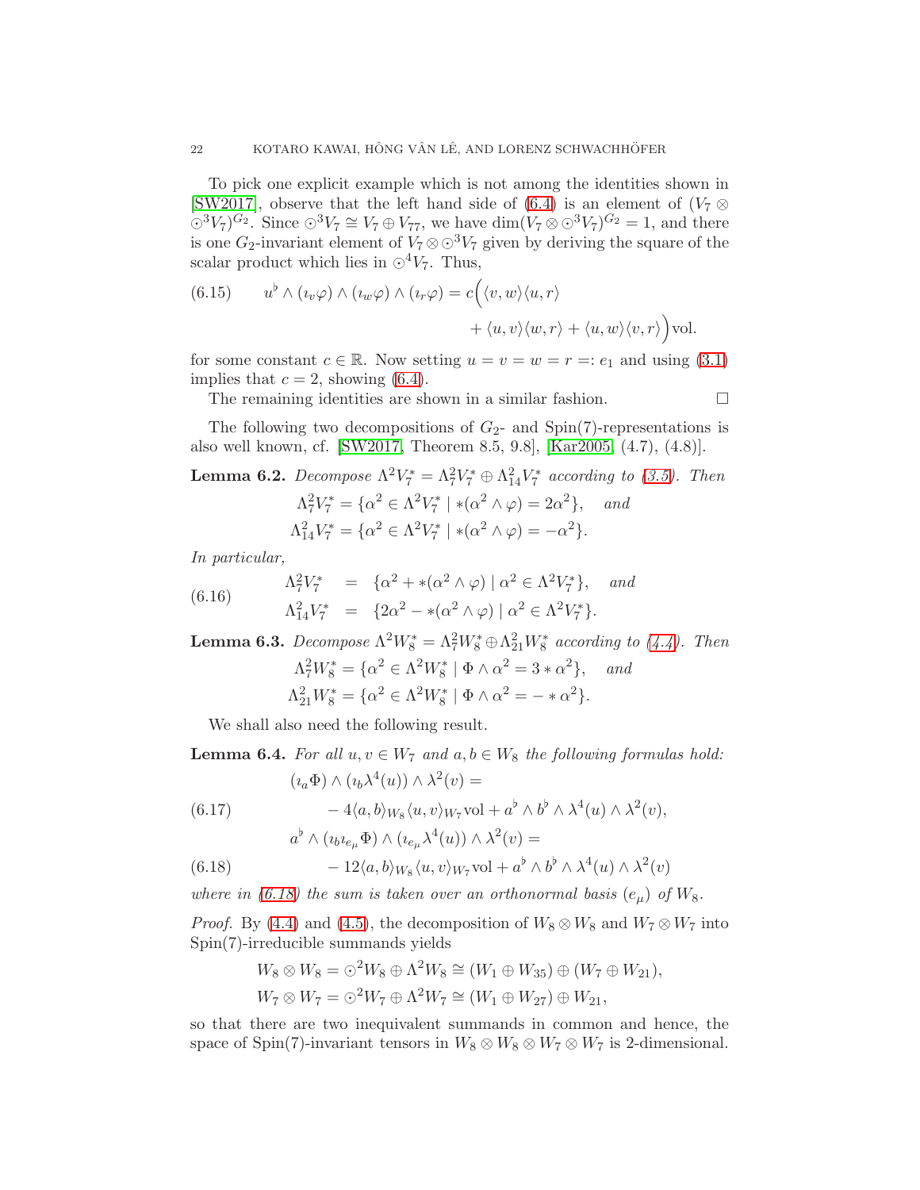To pick one explicit example which is not among the identities shown in [SW2017], observe that the left hand side of (6.4) is an element of $(V_7 \otimes \odot^3 V_7)^{G_2}$. Since $\odot^3 V_7 \cong V_7 \oplus V_{77}$, we have $\dim(V_7 \otimes \odot^3 V_7)^{G_2} = 1$, and there is one $G_2$-invariant element of $V_7 \otimes \odot^3 V_7$ given by deriving the square of the scalar product which lies in $\odot^4 V_7$. Thus,

$$
u^\flat \wedge (\imath_v \varphi) \wedge (\imath_w \varphi) \wedge (\imath_r \varphi) = c\Big(\langle v, w\rangle \langle u, r\rangle + \langle u, v\rangle \langle w, r\rangle + \langle u, w\rangle \langle v, r\rangle\Big)\mathrm{vol}. \tag{6.15}
$$

for some constant $c \in \mathbb{R}$. Now setting $u = v = w = r =: e_1$ and using (3.1) implies that $c = 2$, showing (6.4).

The remaining identities are shown in a similar fashion. $\square$

The following two decompositions of $G_2$- and $\mathrm{Spin}(7)$-representations is also well known, cf. [SW2017, Theorem 8.5, 9.8], [Kar2005, (4.7), (4.8)].

**Lemma 6.2.** *Decompose $\Lambda^2 V_7^* = \Lambda^2_7 V_7^* \oplus \Lambda^2_{14} V_7^*$ according to (3.5). Then*

$$
\Lambda^2_7 V_7^* = \{\alpha^2 \in \Lambda^2 V_7^* \mid *(\alpha^2 \wedge \varphi) = 2\alpha^2\}, \quad \textit{and}
$$
$$
\Lambda^2_{14} V_7^* = \{\alpha^2 \in \Lambda^2 V_7^* \mid *(\alpha^2 \wedge \varphi) = -\alpha^2\}.
$$

*In particular,*

$$
\begin{aligned}
\Lambda^2_7 V_7^* &= \{\alpha^2 + *(\alpha^2 \wedge \varphi) \mid \alpha^2 \in \Lambda^2 V_7^*\}, \quad \textit{and} \\
\Lambda^2_{14} V_7^* &= \{2\alpha^2 - *(\alpha^2 \wedge \varphi) \mid \alpha^2 \in \Lambda^2 V_7^*\}.
\end{aligned} \tag{6.16}
$$

**Lemma 6.3.** *Decompose $\Lambda^2 W_8^* = \Lambda^2_7 W_8^* \oplus \Lambda^2_{21} W_8^*$ according to (4.4). Then*

$$
\Lambda^2_7 W_8^* = \{\alpha^2 \in \Lambda^2 W_8^* \mid \Phi \wedge \alpha^2 = 3 * \alpha^2\}, \quad \textit{and}
$$
$$
\Lambda^2_{21} W_8^* = \{\alpha^2 \in \Lambda^2 W_8^* \mid \Phi \wedge \alpha^2 = - * \alpha^2\}.
$$

We shall also need the following result.

**Lemma 6.4.** *For all $u, v \in W_7$ and $a, b \in W_8$ the following formulas hold:*

$$
(\imath_a \Phi) \wedge (\imath_b \lambda^4(u)) \wedge \lambda^2(v) = - 4\langle a, b\rangle_{W_8} \langle u, v\rangle_{W_7} \mathrm{vol} + a^\flat \wedge b^\flat \wedge \lambda^4(u) \wedge \lambda^2(v), \tag{6.17}
$$

$$
a^\flat \wedge (\imath_b \imath_{e_\mu} \Phi) \wedge (\imath_{e_\mu} \lambda^4(u)) \wedge \lambda^2(v) = - 12\langle a, b\rangle_{W_8} \langle u, v\rangle_{W_7} \mathrm{vol} + a^\flat \wedge b^\flat \wedge \lambda^4(u) \wedge \lambda^2(v) \tag{6.18}
$$

*where in (6.18) the sum is taken over an orthonormal basis $(e_\mu)$ of $W_8$.*

*Proof.* By (4.4) and (4.5), the decomposition of $W_8 \otimes W_8$ and $W_7 \otimes W_7$ into $\mathrm{Spin}(7)$-irreducible summands yields

$$
W_8 \otimes W_8 = \odot^2 W_8 \oplus \Lambda^2 W_8 \cong (W_1 \oplus W_{35}) \oplus (W_7 \oplus W_{21}),
$$
$$
W_7 \otimes W_7 = \odot^2 W_7 \oplus \Lambda^2 W_7 \cong (W_1 \oplus W_{27}) \oplus W_{21},
$$

so that there are two inequivalent summands in common and hence, the space of $\mathrm{Spin}(7)$-invariant tensors in $W_8 \otimes W_8 \otimes W_7 \otimes W_7$ is 2-dimensional.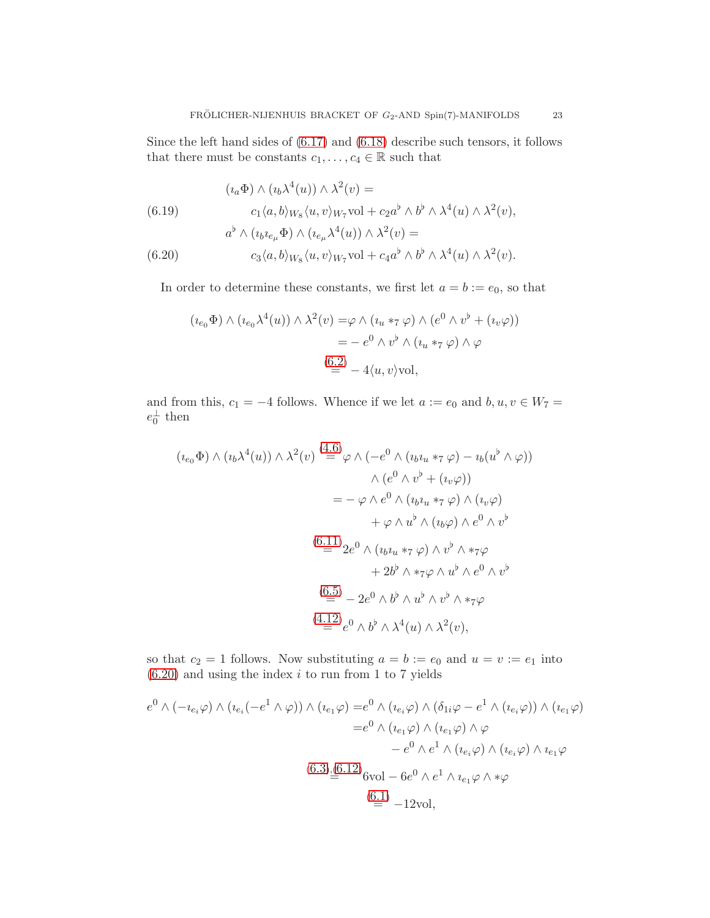Since the left hand sides of (6.17) and (6.18) describe such tensors, it follows that there must be constants $c_1, \ldots, c_4 \in \mathbb{R}$ such that

$$
\begin{aligned}
&(\imath_a \Phi) \wedge (\imath_b \lambda^4(u)) \wedge \lambda^2(v) = \\
&\qquad c_1 \langle a, b\rangle_{W_8} \langle u, v\rangle_{W_7} \mathrm{vol} + c_2 a^\flat \wedge b^\flat \wedge \lambda^4(u) \wedge \lambda^2(v), \qquad (6.19)\\
&a^\flat \wedge (\imath_b \imath_{e_\mu} \Phi) \wedge (\imath_{e_\mu} \lambda^4(u)) \wedge \lambda^2(v) = \\
&\qquad c_3 \langle a, b\rangle_{W_8} \langle u, v\rangle_{W_7} \mathrm{vol} + c_4 a^\flat \wedge b^\flat \wedge \lambda^4(u) \wedge \lambda^2(v). \qquad (6.20)
\end{aligned}
$$

In order to determine these constants, we first let $a = b := e_0$, so that

$$
\begin{aligned}
(\imath_{e_0} \Phi) \wedge (\imath_{e_0} \lambda^4(u)) \wedge \lambda^2(v) &= \varphi \wedge (\imath_u *_7 \varphi) \wedge (e^0 \wedge v^\flat + (\imath_v \varphi)) \\
&= - e^0 \wedge v^\flat \wedge (\imath_u *_7 \varphi) \wedge \varphi \\
&\overset{(6.2)}{=} - 4 \langle u, v\rangle \mathrm{vol},
\end{aligned}
$$

and from this, $c_1 = -4$ follows. Whence if we let $a := e_0$ and $b, u, v \in W_7 = e_0^\perp$ then

$$
\begin{aligned}
(\imath_{e_0} \Phi) \wedge (\imath_b \lambda^4(u)) \wedge \lambda^2(v) &\overset{(4.6)}{=} \varphi \wedge (-e^0 \wedge (\imath_b \imath_u *_7 \varphi) - \imath_b (u^\flat \wedge \varphi)) \\
&\qquad \wedge (e^0 \wedge v^\flat + (\imath_v \varphi)) \\
&= - \varphi \wedge e^0 \wedge (\imath_b \imath_u *_7 \varphi) \wedge (\imath_v \varphi) \\
&\qquad + \varphi \wedge u^\flat \wedge (\imath_b \varphi) \wedge e^0 \wedge v^\flat \\
&\overset{(6.11)}{=} 2 e^0 \wedge (\imath_b \imath_u *_7 \varphi) \wedge v^\flat \wedge *_7 \varphi \\
&\qquad + 2 b^\flat \wedge *_7 \varphi \wedge u^\flat \wedge e^0 \wedge v^\flat \\
&\overset{(6.5)}{=} - 2 e^0 \wedge b^\flat \wedge u^\flat \wedge v^\flat \wedge *_7 \varphi \\
&\overset{(4.12)}{=} e^0 \wedge b^\flat \wedge \lambda^4(u) \wedge \lambda^2(v),
\end{aligned}
$$

so that $c_2 = 1$ follows. Now substituting $a = b := e_0$ and $u = v := e_1$ into (6.20) and using the index $i$ to run from 1 to 7 yields

$$
\begin{aligned}
e^0 \wedge (-\imath_{e_i} \varphi) \wedge (\imath_{e_i} (-e^1 \wedge \varphi)) \wedge (\imath_{e_1} \varphi) &= e^0 \wedge (\imath_{e_i} \varphi) \wedge (\delta_{1i} \varphi - e^1 \wedge (\imath_{e_i} \varphi)) \wedge (\imath_{e_1} \varphi) \\
&= e^0 \wedge (\imath_{e_1} \varphi) \wedge (\imath_{e_1} \varphi) \wedge \varphi \\
&\qquad - e^0 \wedge e^1 \wedge (\imath_{e_i} \varphi) \wedge (\imath_{e_i} \varphi) \wedge \imath_{e_1} \varphi \\
&\overset{(6.3),(6.12)}{=} 6 \mathrm{vol} - 6 e^0 \wedge e^1 \wedge \imath_{e_1} \varphi \wedge * \varphi \\
&\overset{(6.1)}{=} -12 \mathrm{vol},
\end{aligned}
$$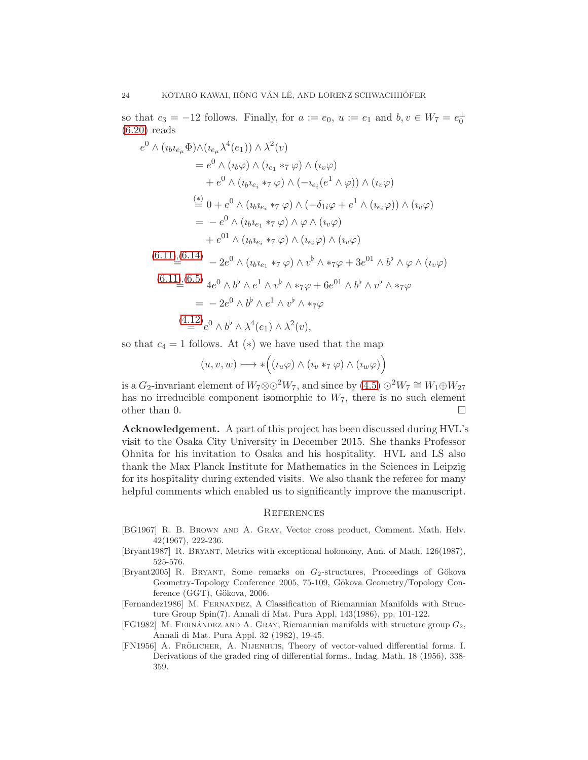so that $c_3 = -12$ follows. Finally, for $a := e_0$, $u := e_1$ and $b, v \in W_7 = e_0^\perp$ (6.20) reads

$$
\begin{aligned}
e^0 \wedge (\imath_b \imath_{e_\mu} \Phi) \wedge & (\imath_{e_\mu} \lambda^4(e_1)) \wedge \lambda^2(v) \\
&= e^0 \wedge (\imath_b \varphi) \wedge (\imath_{e_1} *_7 \varphi) \wedge (\imath_v \varphi) \\
&\quad + e^0 \wedge (\imath_b \imath_{e_i} *_7 \varphi) \wedge (-\imath_{e_i}(e^1 \wedge \varphi)) \wedge (\imath_v \varphi) \\
&\overset{(*)}{=} 0 + e^0 \wedge (\imath_b \imath_{e_i} *_7 \varphi) \wedge (-\delta_{1i} \varphi + e^1 \wedge (\imath_{e_i} \varphi)) \wedge (\imath_v \varphi) \\
&= -e^0 \wedge (\imath_b \imath_{e_1} *_7 \varphi) \wedge \varphi \wedge (\imath_v \varphi) \\
&\quad + e^{01} \wedge (\imath_b \imath_{e_i} *_7 \varphi) \wedge (\imath_{e_i} \varphi) \wedge (\imath_v \varphi) \\
&\overset{(6.11),(6.14)}{=} -2e^0 \wedge (\imath_b \imath_{e_1} *_7 \varphi) \wedge v^\flat \wedge *_7 \varphi + 3e^{01} \wedge b^\flat \wedge \varphi \wedge (\imath_v \varphi) \\
&\overset{(6.11),(6.5)}{=} 4e^0 \wedge b^\flat \wedge e^1 \wedge v^\flat \wedge *_7 \varphi + 6e^{01} \wedge b^\flat \wedge v^\flat \wedge *_7 \varphi \\
&= -2e^0 \wedge b^\flat \wedge e^1 \wedge v^\flat \wedge *_7 \varphi \\
&\overset{(4.12)}{=} e^0 \wedge b^\flat \wedge \lambda^4(e_1) \wedge \lambda^2(v),
\end{aligned}
$$

so that $c_4 = 1$ follows. At $(*)$ we have used that the map

$$
(u, v, w) \longmapsto *\Big( (\imath_u \varphi) \wedge (\imath_v *_7 \varphi) \wedge (\imath_w \varphi) \Big)
$$

is a $G_2$-invariant element of $W_7 \otimes \odot^2 W_7$, and since by (4.5) $\odot^2 W_7 \cong W_1 \oplus W_{27}$ has no irreducible component isomorphic to $W_7$, there is no such element other than 0. □

**Acknowledgement.** A part of this project has been discussed during HVL's visit to the Osaka City University in December 2015. She thanks Professor Ohnita for his invitation to Osaka and his hospitality. HVL and LS also thank the Max Planck Institute for Mathematics in the Sciences in Leipzig for its hospitality during extended visits. We also thank the referee for many helpful comments which enabled us to significantly improve the manuscript.

## References

[BG1967] R. B. Brown and A. Gray, Vector cross product, Comment. Math. Helv. 42(1967), 222-236.

[Bryant1987] R. Bryant, Metrics with exceptional holonomy, Ann. of Math. 126(1987), 525-576.

[Bryant2005] R. Bryant, Some remarks on $G_2$-structures, Proceedings of Gökova Geometry-Topology Conference 2005, 75-109, Gökova Geometry/Topology Conference (GGT), Gökova, 2006.

[Fernandez1986] M. Fernandez, A Classification of Riemannian Manifolds with Structure Group Spin(7). Annali di Mat. Pura Appl, 143(1986), pp. 101-122.

[FG1982] M. Fernández and A. Gray, Riemannian manifolds with structure group $G_2$, Annali di Mat. Pura Appl. 32 (1982), 19-45.

[FN1956] A. Frölicher, A. Nijenhuis, Theory of vector-valued differential forms. I. Derivations of the graded ring of differential forms., Indag. Math. 18 (1956), 338-359.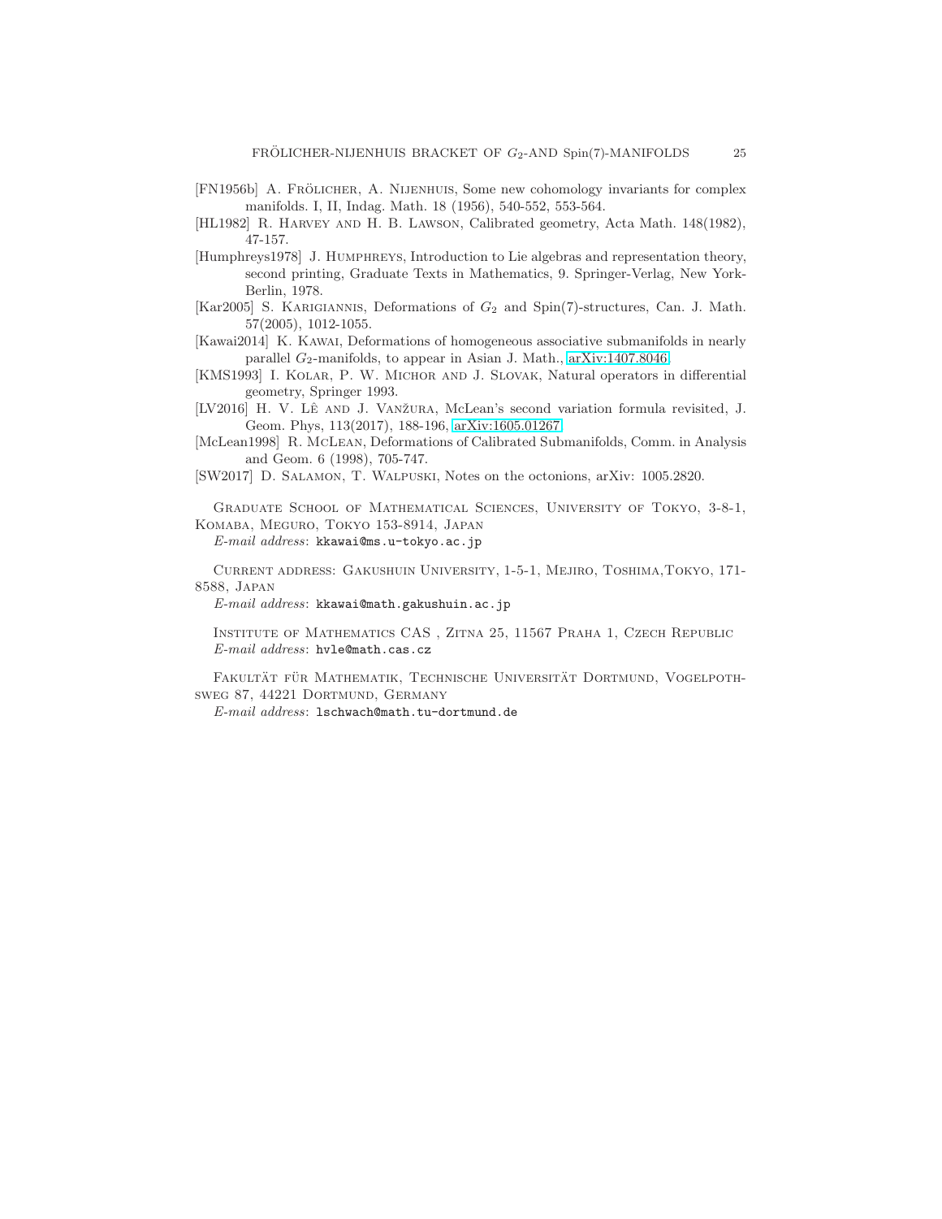[FN1956b] A. Frölicher, A. Nijenhuis, Some new cohomology invariants for complex manifolds. I, II, Indag. Math. 18 (1956), 540-552, 553-564.

[HL1982] R. Harvey and H. B. Lawson, Calibrated geometry, Acta Math. 148(1982), 47-157.

[Humphreys1978] J. Humphreys, Introduction to Lie algebras and representation theory, second printing, Graduate Texts in Mathematics, 9. Springer-Verlag, New York-Berlin, 1978.

[Kar2005] S. Karigiannis, Deformations of $G_2$ and Spin(7)-structures, Can. J. Math. 57(2005), 1012-1055.

[Kawai2014] K. Kawai, Deformations of homogeneous associative submanifolds in nearly parallel $G_2$-manifolds, to appear in Asian J. Math., arXiv:1407.8046.

[KMS1993] I. Kolar, P. W. Michor and J. Slovak, Natural operators in differential geometry, Springer 1993.

[LV2016] H. V. Lê and J. Vanžura, McLean's second variation formula revisited, J. Geom. Phys, 113(2017), 188-196, arXiv:1605.01267.

[McLean1998] R. McLean, Deformations of Calibrated Submanifolds, Comm. in Analysis and Geom. 6 (1998), 705-747.

[SW2017] D. Salamon, T. Walpuski, Notes on the octonions, arXiv: 1005.2820.

Graduate School of Mathematical Sciences, University of Tokyo, 3-8-1, Komaba, Meguro, Tokyo 153-8914, Japan

*E-mail address*: kkawai@ms.u-tokyo.ac.jp

Current address: Gakushuin University, 1-5-1, Mejiro, Toshima,Tokyo, 171-8588, Japan

*E-mail address*: kkawai@math.gakushuin.ac.jp

Institute of Mathematics CAS , Zitna 25, 11567 Praha 1, Czech Republic

*E-mail address*: hvle@math.cas.cz

Fakultät für Mathematik, Technische Universität Dortmund, Vogelpothsweg 87, 44221 Dortmund, Germany

*E-mail address*: lschwach@math.tu-dortmund.de